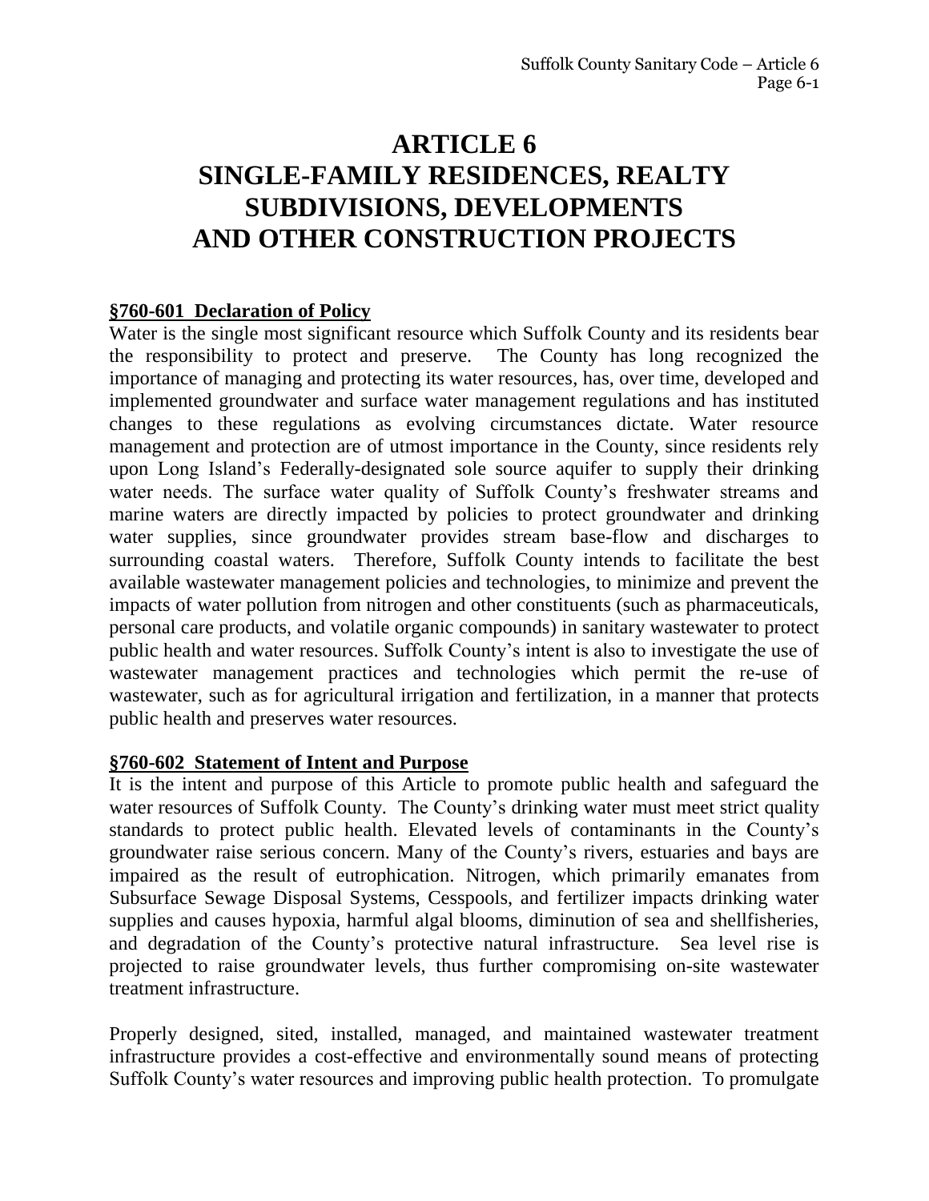# ARTICLE 6
# SINGLE-FAMILY RESIDENCES, REALTY SUBDIVISIONS, DEVELOPMENTS AND OTHER CONSTRUCTION PROJECTS

## §760-601 Declaration of Policy

Water is the single most significant resource which Suffolk County and its residents bear the responsibility to protect and preserve. The County has long recognized the importance of managing and protecting its water resources, has, over time, developed and implemented groundwater and surface water management regulations and has instituted changes to these regulations as evolving circumstances dictate. Water resource management and protection are of utmost importance in the County, since residents rely upon Long Island's Federally-designated sole source aquifer to supply their drinking water needs. The surface water quality of Suffolk County's freshwater streams and marine waters are directly impacted by policies to protect groundwater and drinking water supplies, since groundwater provides stream base-flow and discharges to surrounding coastal waters. Therefore, Suffolk County intends to facilitate the best available wastewater management policies and technologies, to minimize and prevent the impacts of water pollution from nitrogen and other constituents (such as pharmaceuticals, personal care products, and volatile organic compounds) in sanitary wastewater to protect public health and water resources. Suffolk County's intent is also to investigate the use of wastewater management practices and technologies which permit the re-use of wastewater, such as for agricultural irrigation and fertilization, in a manner that protects public health and preserves water resources.

## §760-602 Statement of Intent and Purpose

It is the intent and purpose of this Article to promote public health and safeguard the water resources of Suffolk County. The County's drinking water must meet strict quality standards to protect public health. Elevated levels of contaminants in the County's groundwater raise serious concern. Many of the County's rivers, estuaries and bays are impaired as the result of eutrophication. Nitrogen, which primarily emanates from Subsurface Sewage Disposal Systems, Cesspools, and fertilizer impacts drinking water supplies and causes hypoxia, harmful algal blooms, diminution of sea and shellfisheries, and degradation of the County's protective natural infrastructure. Sea level rise is projected to raise groundwater levels, thus further compromising on-site wastewater treatment infrastructure.

Properly designed, sited, installed, managed, and maintained wastewater treatment infrastructure provides a cost-effective and environmentally sound means of protecting Suffolk County's water resources and improving public health protection. To promulgate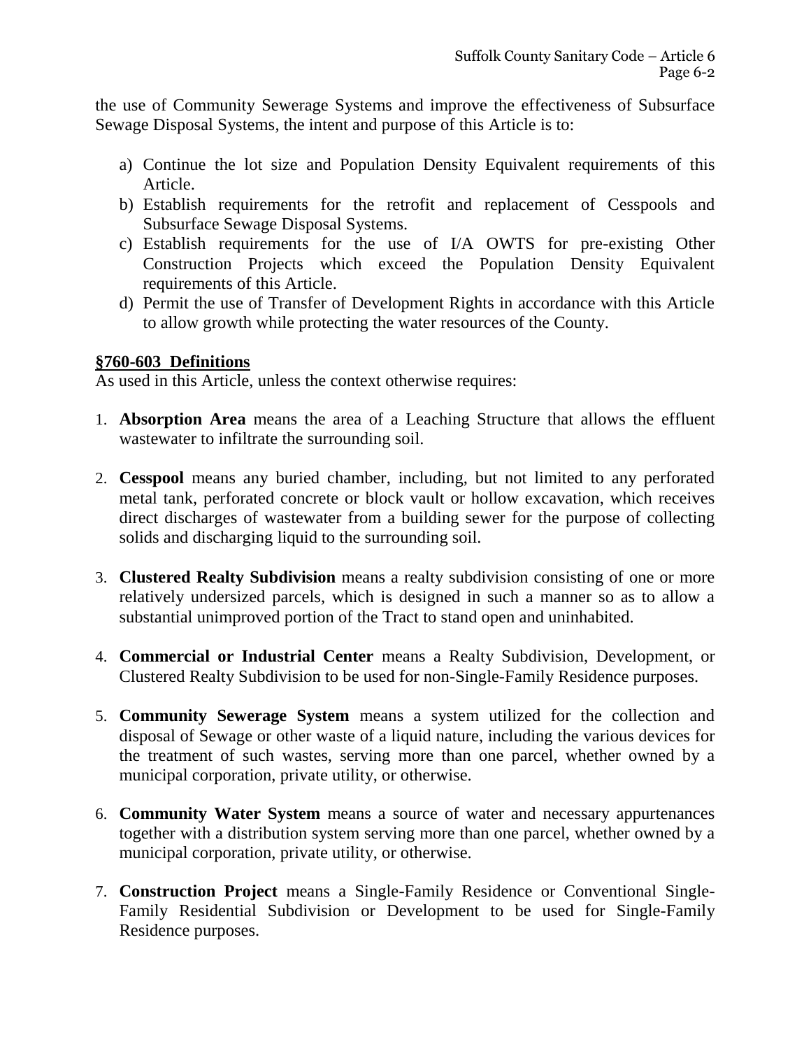the use of Community Sewerage Systems and improve the effectiveness of Subsurface Sewage Disposal Systems, the intent and purpose of this Article is to:

a) Continue the lot size and Population Density Equivalent requirements of this Article.
b) Establish requirements for the retrofit and replacement of Cesspools and Subsurface Sewage Disposal Systems.
c) Establish requirements for the use of I/A OWTS for pre-existing Other Construction Projects which exceed the Population Density Equivalent requirements of this Article.
d) Permit the use of Transfer of Development Rights in accordance with this Article to allow growth while protecting the water resources of the County.

## §760-603 Definitions

As used in this Article, unless the context otherwise requires:

1. **Absorption Area** means the area of a Leaching Structure that allows the effluent wastewater to infiltrate the surrounding soil.

2. **Cesspool** means any buried chamber, including, but not limited to any perforated metal tank, perforated concrete or block vault or hollow excavation, which receives direct discharges of wastewater from a building sewer for the purpose of collecting solids and discharging liquid to the surrounding soil.

3. **Clustered Realty Subdivision** means a realty subdivision consisting of one or more relatively undersized parcels, which is designed in such a manner so as to allow a substantial unimproved portion of the Tract to stand open and uninhabited.

4. **Commercial or Industrial Center** means a Realty Subdivision, Development, or Clustered Realty Subdivision to be used for non-Single-Family Residence purposes.

5. **Community Sewerage System** means a system utilized for the collection and disposal of Sewage or other waste of a liquid nature, including the various devices for the treatment of such wastes, serving more than one parcel, whether owned by a municipal corporation, private utility, or otherwise.

6. **Community Water System** means a source of water and necessary appurtenances together with a distribution system serving more than one parcel, whether owned by a municipal corporation, private utility, or otherwise.

7. **Construction Project** means a Single-Family Residence or Conventional Single-Family Residential Subdivision or Development to be used for Single-Family Residence purposes.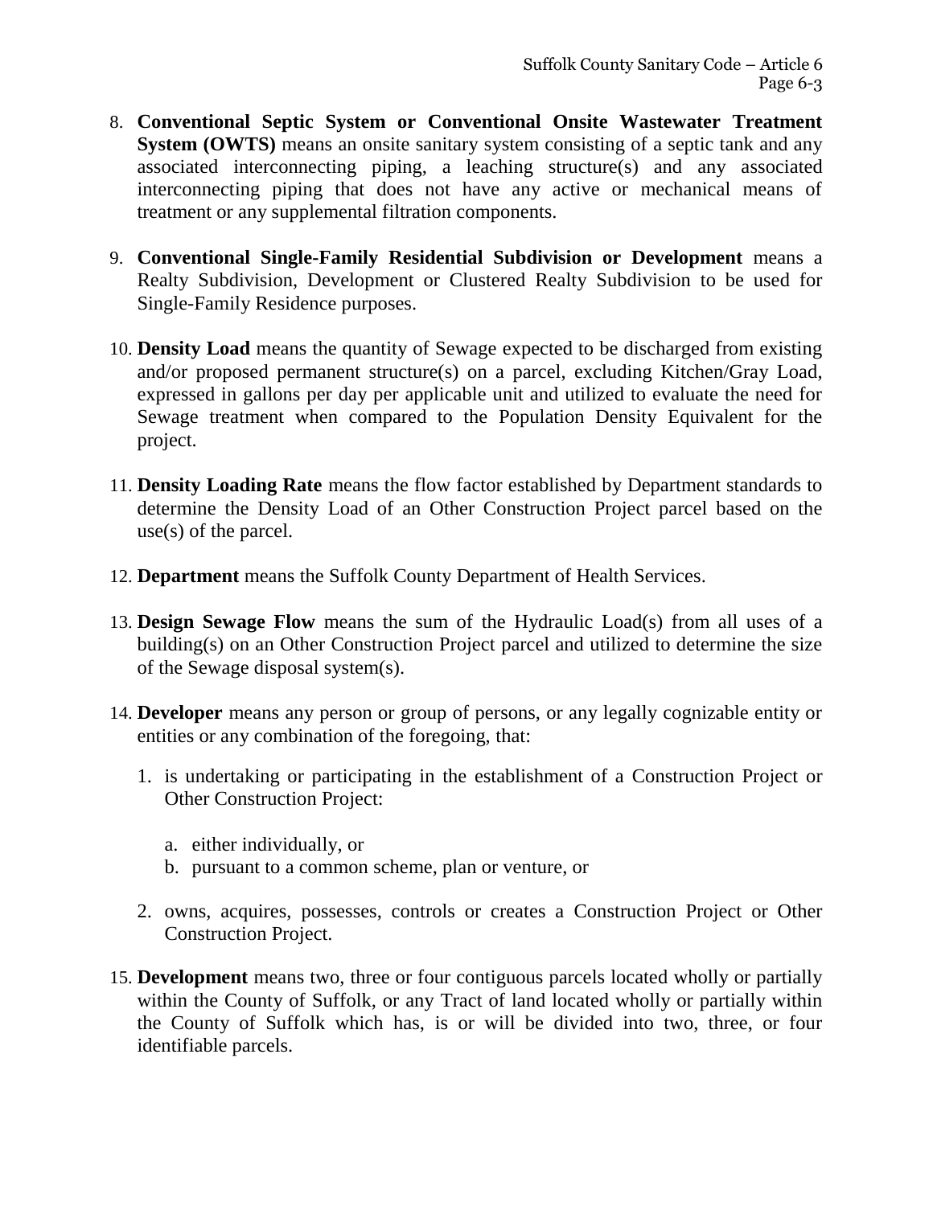8. **Conventional Septic System or Conventional Onsite Wastewater Treatment System (OWTS)** means an onsite sanitary system consisting of a septic tank and any associated interconnecting piping, a leaching structure(s) and any associated interconnecting piping that does not have any active or mechanical means of treatment or any supplemental filtration components.

9. **Conventional Single-Family Residential Subdivision or Development** means a Realty Subdivision, Development or Clustered Realty Subdivision to be used for Single-Family Residence purposes.

10. **Density Load** means the quantity of Sewage expected to be discharged from existing and/or proposed permanent structure(s) on a parcel, excluding Kitchen/Gray Load, expressed in gallons per day per applicable unit and utilized to evaluate the need for Sewage treatment when compared to the Population Density Equivalent for the project.

11. **Density Loading Rate** means the flow factor established by Department standards to determine the Density Load of an Other Construction Project parcel based on the use(s) of the parcel.

12. **Department** means the Suffolk County Department of Health Services.

13. **Design Sewage Flow** means the sum of the Hydraulic Load(s) from all uses of a building(s) on an Other Construction Project parcel and utilized to determine the size of the Sewage disposal system(s).

14. **Developer** means any person or group of persons, or any legally cognizable entity or entities or any combination of the foregoing, that:

    1. is undertaking or participating in the establishment of a Construction Project or Other Construction Project:

        a. either individually, or
        b. pursuant to a common scheme, plan or venture, or

    2. owns, acquires, possesses, controls or creates a Construction Project or Other Construction Project.

15. **Development** means two, three or four contiguous parcels located wholly or partially within the County of Suffolk, or any Tract of land located wholly or partially within the County of Suffolk which has, is or will be divided into two, three, or four identifiable parcels.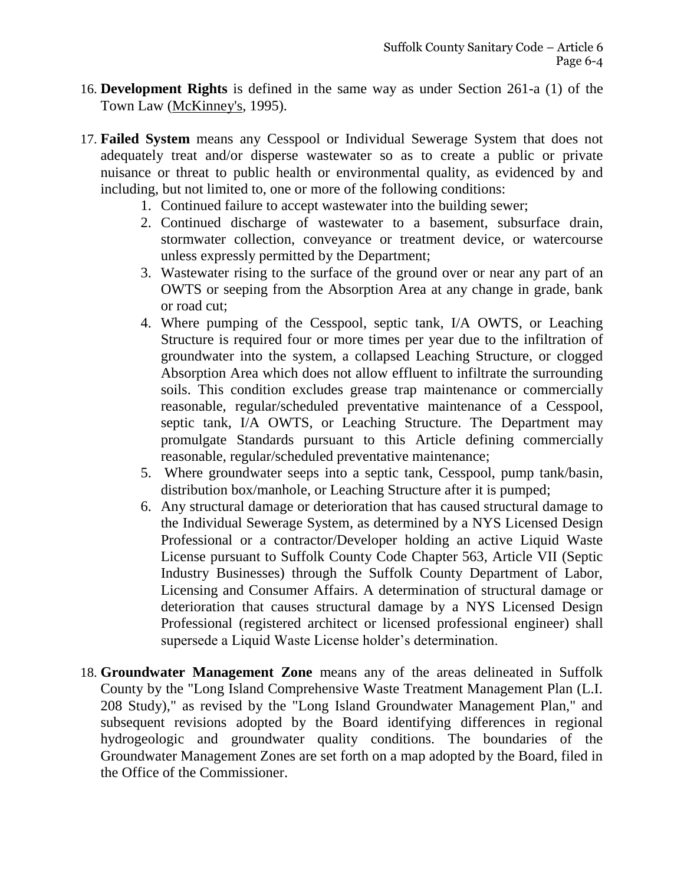16. **Development Rights** is defined in the same way as under Section 261-a (1) of the Town Law (McKinney's, 1995).

17. **Failed System** means any Cesspool or Individual Sewerage System that does not adequately treat and/or disperse wastewater so as to create a public or private nuisance or threat to public health or environmental quality, as evidenced by and including, but not limited to, one or more of the following conditions:
    1. Continued failure to accept wastewater into the building sewer;
    2. Continued discharge of wastewater to a basement, subsurface drain, stormwater collection, conveyance or treatment device, or watercourse unless expressly permitted by the Department;
    3. Wastewater rising to the surface of the ground over or near any part of an OWTS or seeping from the Absorption Area at any change in grade, bank or road cut;
    4. Where pumping of the Cesspool, septic tank, I/A OWTS, or Leaching Structure is required four or more times per year due to the infiltration of groundwater into the system, a collapsed Leaching Structure, or clogged Absorption Area which does not allow effluent to infiltrate the surrounding soils. This condition excludes grease trap maintenance or commercially reasonable, regular/scheduled preventative maintenance of a Cesspool, septic tank, I/A OWTS, or Leaching Structure. The Department may promulgate Standards pursuant to this Article defining commercially reasonable, regular/scheduled preventative maintenance;
    5. Where groundwater seeps into a septic tank, Cesspool, pump tank/basin, distribution box/manhole, or Leaching Structure after it is pumped;
    6. Any structural damage or deterioration that has caused structural damage to the Individual Sewerage System, as determined by a NYS Licensed Design Professional or a contractor/Developer holding an active Liquid Waste License pursuant to Suffolk County Code Chapter 563, Article VII (Septic Industry Businesses) through the Suffolk County Department of Labor, Licensing and Consumer Affairs. A determination of structural damage or deterioration that causes structural damage by a NYS Licensed Design Professional (registered architect or licensed professional engineer) shall supersede a Liquid Waste License holder's determination.

18. **Groundwater Management Zone** means any of the areas delineated in Suffolk County by the "Long Island Comprehensive Waste Treatment Management Plan (L.I. 208 Study)," as revised by the "Long Island Groundwater Management Plan," and subsequent revisions adopted by the Board identifying differences in regional hydrogeologic and groundwater quality conditions. The boundaries of the Groundwater Management Zones are set forth on a map adopted by the Board, filed in the Office of the Commissioner.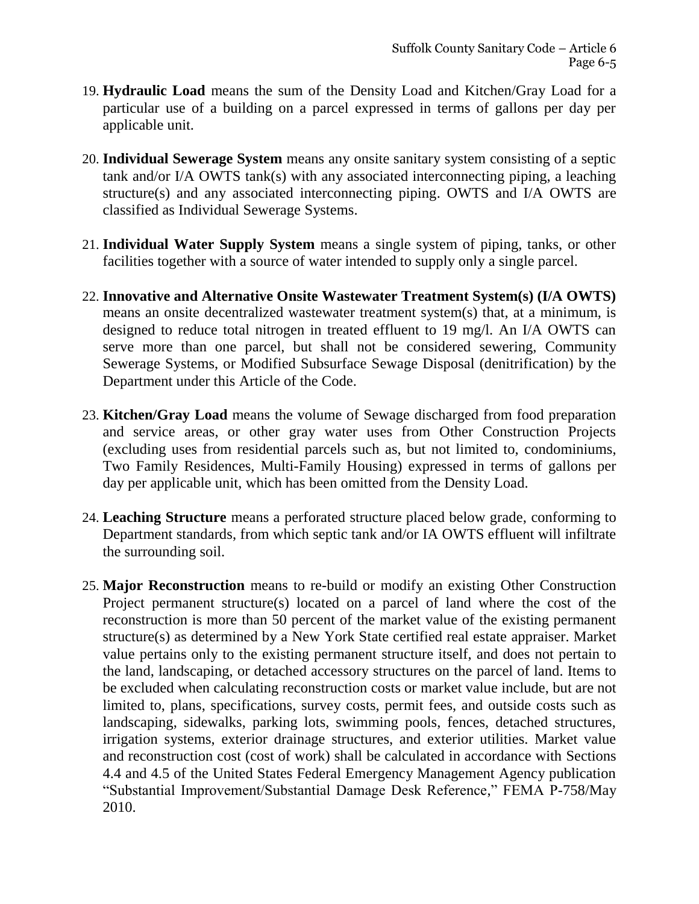19. **Hydraulic Load** means the sum of the Density Load and Kitchen/Gray Load for a particular use of a building on a parcel expressed in terms of gallons per day per applicable unit.

20. **Individual Sewerage System** means any onsite sanitary system consisting of a septic tank and/or I/A OWTS tank(s) with any associated interconnecting piping, a leaching structure(s) and any associated interconnecting piping. OWTS and I/A OWTS are classified as Individual Sewerage Systems.

21. **Individual Water Supply System** means a single system of piping, tanks, or other facilities together with a source of water intended to supply only a single parcel.

22. **Innovative and Alternative Onsite Wastewater Treatment System(s) (I/A OWTS)** means an onsite decentralized wastewater treatment system(s) that, at a minimum, is designed to reduce total nitrogen in treated effluent to 19 mg/l. An I/A OWTS can serve more than one parcel, but shall not be considered sewering, Community Sewerage Systems, or Modified Subsurface Sewage Disposal (denitrification) by the Department under this Article of the Code.

23. **Kitchen/Gray Load** means the volume of Sewage discharged from food preparation and service areas, or other gray water uses from Other Construction Projects (excluding uses from residential parcels such as, but not limited to, condominiums, Two Family Residences, Multi-Family Housing) expressed in terms of gallons per day per applicable unit, which has been omitted from the Density Load.

24. **Leaching Structure** means a perforated structure placed below grade, conforming to Department standards, from which septic tank and/or IA OWTS effluent will infiltrate the surrounding soil.

25. **Major Reconstruction** means to re-build or modify an existing Other Construction Project permanent structure(s) located on a parcel of land where the cost of the reconstruction is more than 50 percent of the market value of the existing permanent structure(s) as determined by a New York State certified real estate appraiser. Market value pertains only to the existing permanent structure itself, and does not pertain to the land, landscaping, or detached accessory structures on the parcel of land. Items to be excluded when calculating reconstruction costs or market value include, but are not limited to, plans, specifications, survey costs, permit fees, and outside costs such as landscaping, sidewalks, parking lots, swimming pools, fences, detached structures, irrigation systems, exterior drainage structures, and exterior utilities. Market value and reconstruction cost (cost of work) shall be calculated in accordance with Sections 4.4 and 4.5 of the United States Federal Emergency Management Agency publication "Substantial Improvement/Substantial Damage Desk Reference," FEMA P-758/May 2010.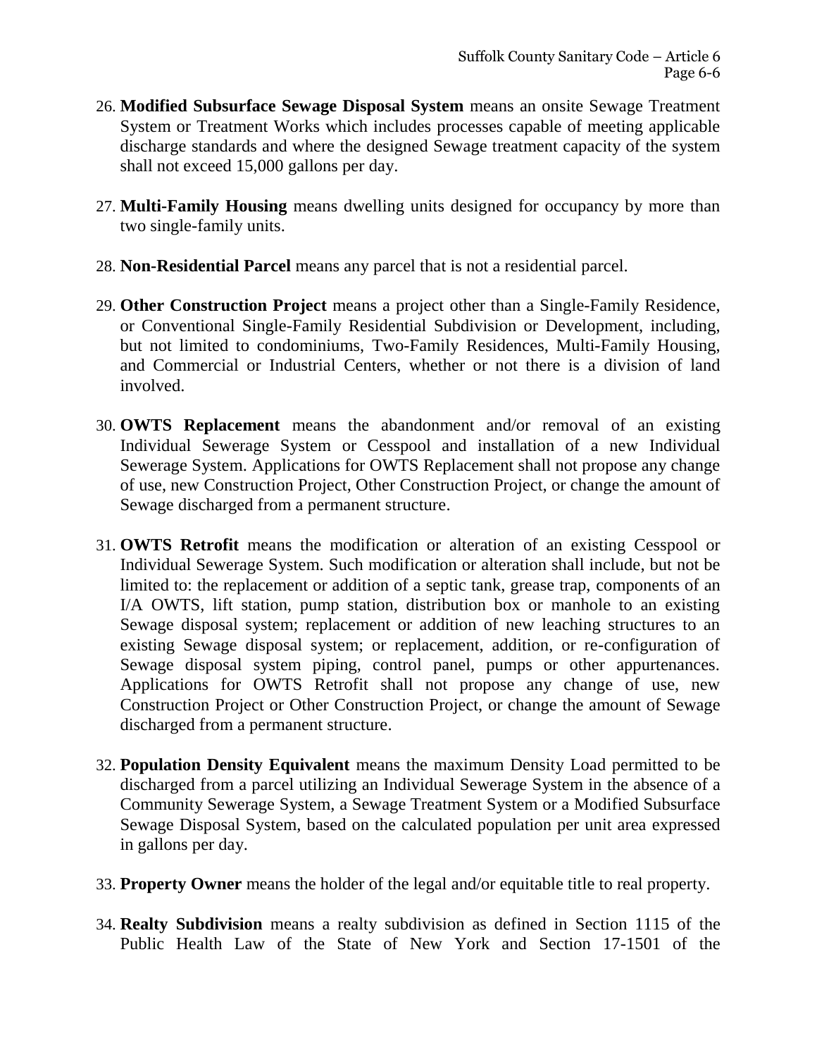26. **Modified Subsurface Sewage Disposal System** means an onsite Sewage Treatment System or Treatment Works which includes processes capable of meeting applicable discharge standards and where the designed Sewage treatment capacity of the system shall not exceed 15,000 gallons per day.

27. **Multi-Family Housing** means dwelling units designed for occupancy by more than two single-family units.

28. **Non-Residential Parcel** means any parcel that is not a residential parcel.

29. **Other Construction Project** means a project other than a Single-Family Residence, or Conventional Single-Family Residential Subdivision or Development, including, but not limited to condominiums, Two-Family Residences, Multi-Family Housing, and Commercial or Industrial Centers, whether or not there is a division of land involved.

30. **OWTS Replacement** means the abandonment and/or removal of an existing Individual Sewerage System or Cesspool and installation of a new Individual Sewerage System. Applications for OWTS Replacement shall not propose any change of use, new Construction Project, Other Construction Project, or change the amount of Sewage discharged from a permanent structure.

31. **OWTS Retrofit** means the modification or alteration of an existing Cesspool or Individual Sewerage System. Such modification or alteration shall include, but not be limited to: the replacement or addition of a septic tank, grease trap, components of an I/A OWTS, lift station, pump station, distribution box or manhole to an existing Sewage disposal system; replacement or addition of new leaching structures to an existing Sewage disposal system; or replacement, addition, or re-configuration of Sewage disposal system piping, control panel, pumps or other appurtenances. Applications for OWTS Retrofit shall not propose any change of use, new Construction Project or Other Construction Project, or change the amount of Sewage discharged from a permanent structure.

32. **Population Density Equivalent** means the maximum Density Load permitted to be discharged from a parcel utilizing an Individual Sewerage System in the absence of a Community Sewerage System, a Sewage Treatment System or a Modified Subsurface Sewage Disposal System, based on the calculated population per unit area expressed in gallons per day.

33. **Property Owner** means the holder of the legal and/or equitable title to real property.

34. **Realty Subdivision** means a realty subdivision as defined in Section 1115 of the Public Health Law of the State of New York and Section 17-1501 of the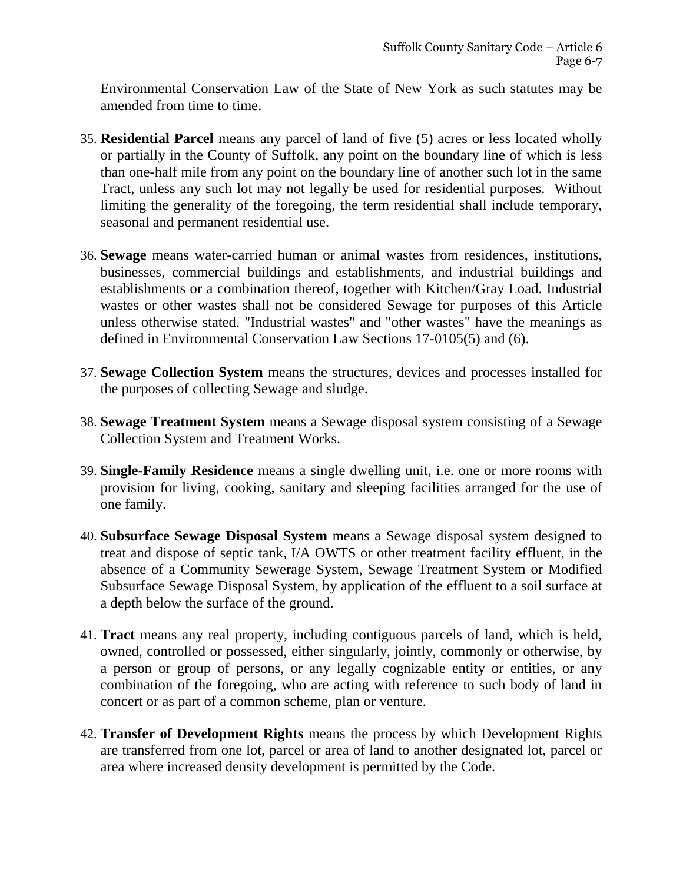Environmental Conservation Law of the State of New York as such statutes may be amended from time to time.

35. **Residential Parcel** means any parcel of land of five (5) acres or less located wholly or partially in the County of Suffolk, any point on the boundary line of which is less than one-half mile from any point on the boundary line of another such lot in the same Tract, unless any such lot may not legally be used for residential purposes. Without limiting the generality of the foregoing, the term residential shall include temporary, seasonal and permanent residential use.

36. **Sewage** means water-carried human or animal wastes from residences, institutions, businesses, commercial buildings and establishments, and industrial buildings and establishments or a combination thereof, together with Kitchen/Gray Load. Industrial wastes or other wastes shall not be considered Sewage for purposes of this Article unless otherwise stated. "Industrial wastes" and "other wastes" have the meanings as defined in Environmental Conservation Law Sections 17-0105(5) and (6).

37. **Sewage Collection System** means the structures, devices and processes installed for the purposes of collecting Sewage and sludge.

38. **Sewage Treatment System** means a Sewage disposal system consisting of a Sewage Collection System and Treatment Works.

39. **Single-Family Residence** means a single dwelling unit, i.e. one or more rooms with provision for living, cooking, sanitary and sleeping facilities arranged for the use of one family.

40. **Subsurface Sewage Disposal System** means a Sewage disposal system designed to treat and dispose of septic tank, I/A OWTS or other treatment facility effluent, in the absence of a Community Sewerage System, Sewage Treatment System or Modified Subsurface Sewage Disposal System, by application of the effluent to a soil surface at a depth below the surface of the ground.

41. **Tract** means any real property, including contiguous parcels of land, which is held, owned, controlled or possessed, either singularly, jointly, commonly or otherwise, by a person or group of persons, or any legally cognizable entity or entities, or any combination of the foregoing, who are acting with reference to such body of land in concert or as part of a common scheme, plan or venture.

42. **Transfer of Development Rights** means the process by which Development Rights are transferred from one lot, parcel or area of land to another designated lot, parcel or area where increased density development is permitted by the Code.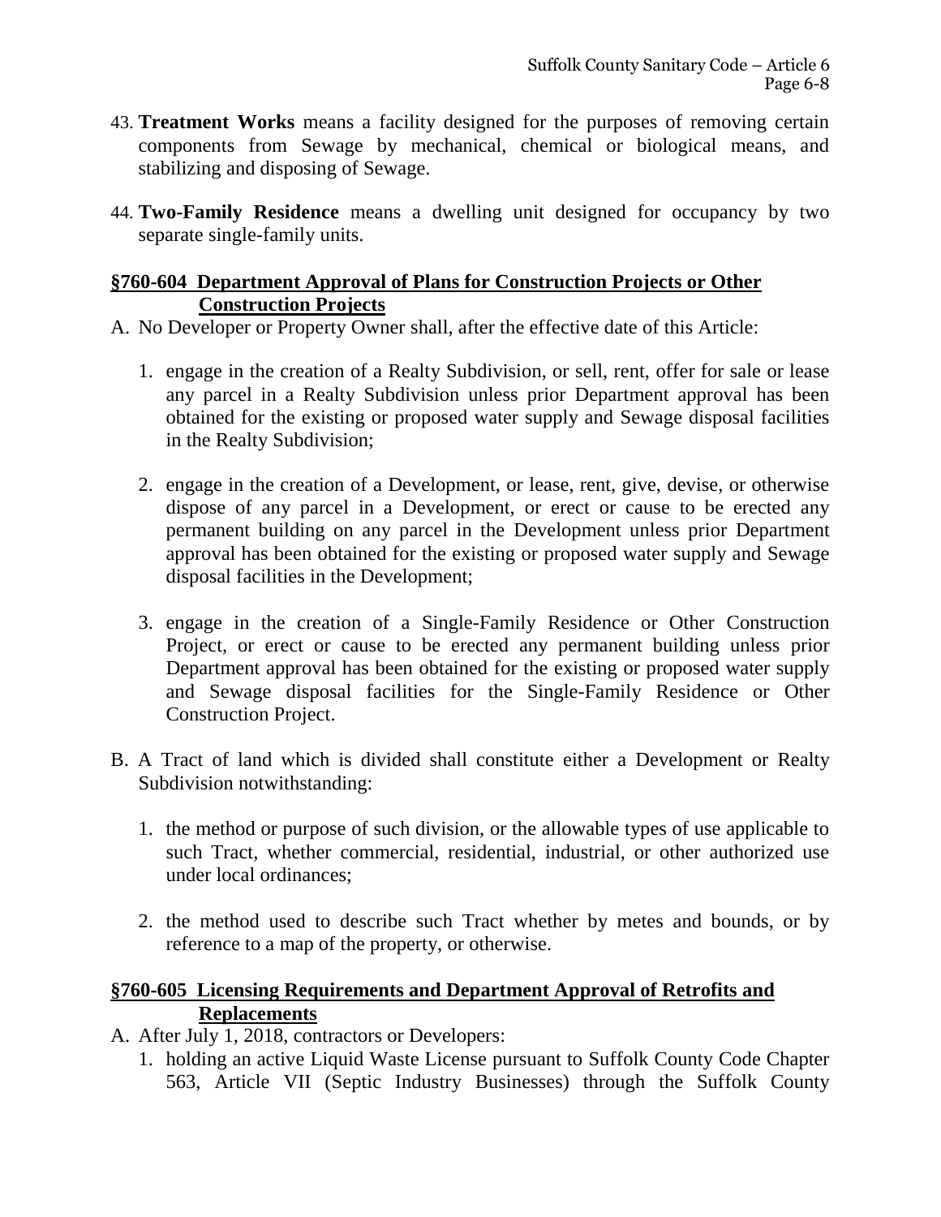43. **Treatment Works** means a facility designed for the purposes of removing certain components from Sewage by mechanical, chemical or biological means, and stabilizing and disposing of Sewage.

44. **Two-Family Residence** means a dwelling unit designed for occupancy by two separate single-family units.

## §760-604 Department Approval of Plans for Construction Projects or Other Construction Projects

A. No Developer or Property Owner shall, after the effective date of this Article:

   1. engage in the creation of a Realty Subdivision, or sell, rent, offer for sale or lease any parcel in a Realty Subdivision unless prior Department approval has been obtained for the existing or proposed water supply and Sewage disposal facilities in the Realty Subdivision;

   2. engage in the creation of a Development, or lease, rent, give, devise, or otherwise dispose of any parcel in a Development, or erect or cause to be erected any permanent building on any parcel in the Development unless prior Department approval has been obtained for the existing or proposed water supply and Sewage disposal facilities in the Development;

   3. engage in the creation of a Single-Family Residence or Other Construction Project, or erect or cause to be erected any permanent building unless prior Department approval has been obtained for the existing or proposed water supply and Sewage disposal facilities for the Single-Family Residence or Other Construction Project.

B. A Tract of land which is divided shall constitute either a Development or Realty Subdivision notwithstanding:

   1. the method or purpose of such division, or the allowable types of use applicable to such Tract, whether commercial, residential, industrial, or other authorized use under local ordinances;

   2. the method used to describe such Tract whether by metes and bounds, or by reference to a map of the property, or otherwise.

## §760-605 Licensing Requirements and Department Approval of Retrofits and Replacements

A. After July 1, 2018, contractors or Developers:

   1. holding an active Liquid Waste License pursuant to Suffolk County Code Chapter 563, Article VII (Septic Industry Businesses) through the Suffolk County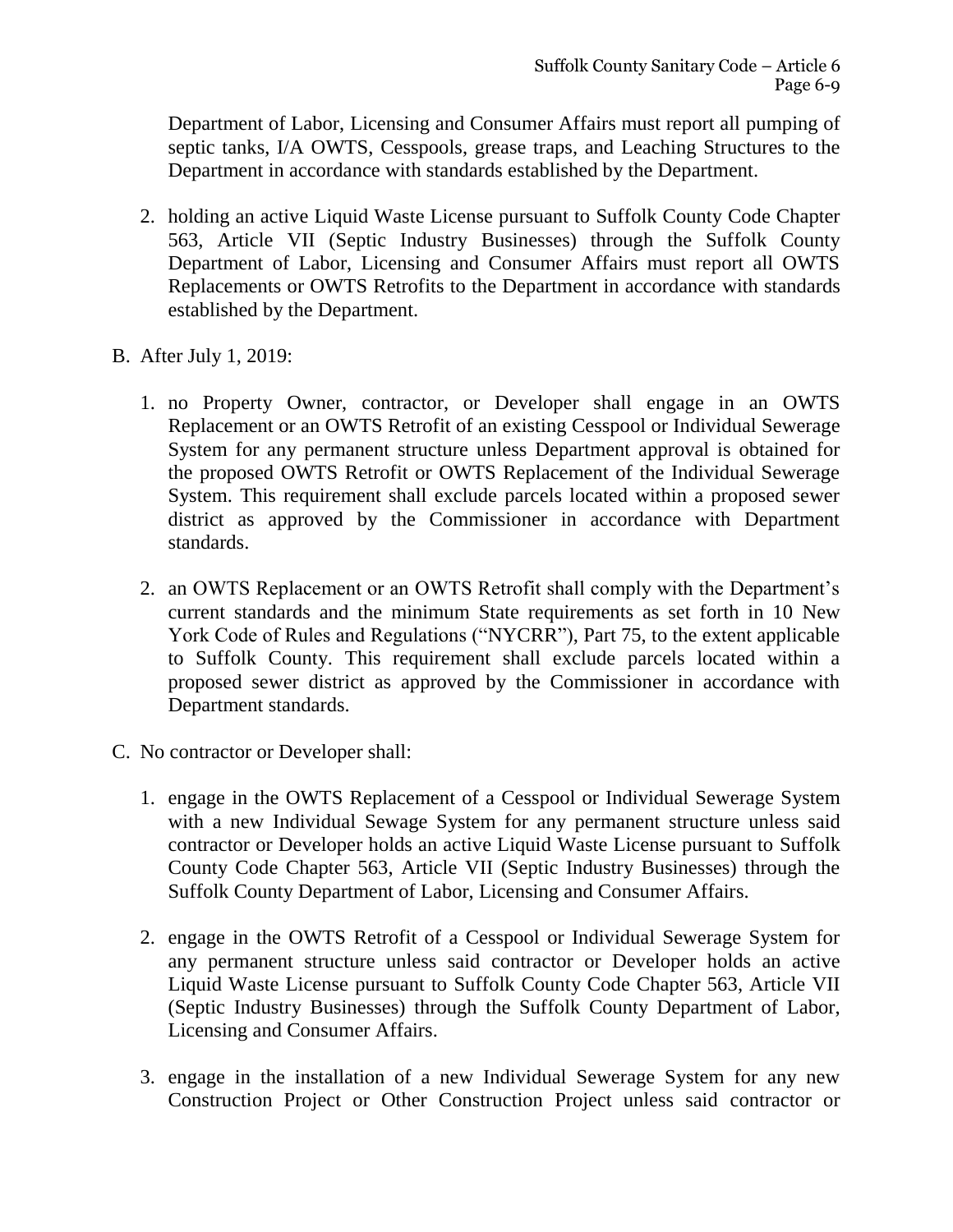Department of Labor, Licensing and Consumer Affairs must report all pumping of septic tanks, I/A OWTS, Cesspools, grease traps, and Leaching Structures to the Department in accordance with standards established by the Department.

2. holding an active Liquid Waste License pursuant to Suffolk County Code Chapter 563, Article VII (Septic Industry Businesses) through the Suffolk County Department of Labor, Licensing and Consumer Affairs must report all OWTS Replacements or OWTS Retrofits to the Department in accordance with standards established by the Department.

B. After July 1, 2019:

1. no Property Owner, contractor, or Developer shall engage in an OWTS Replacement or an OWTS Retrofit of an existing Cesspool or Individual Sewerage System for any permanent structure unless Department approval is obtained for the proposed OWTS Retrofit or OWTS Replacement of the Individual Sewerage System. This requirement shall exclude parcels located within a proposed sewer district as approved by the Commissioner in accordance with Department standards.

2. an OWTS Replacement or an OWTS Retrofit shall comply with the Department's current standards and the minimum State requirements as set forth in 10 New York Code of Rules and Regulations ("NYCRR"), Part 75, to the extent applicable to Suffolk County. This requirement shall exclude parcels located within a proposed sewer district as approved by the Commissioner in accordance with Department standards.

C. No contractor or Developer shall:

1. engage in the OWTS Replacement of a Cesspool or Individual Sewerage System with a new Individual Sewage System for any permanent structure unless said contractor or Developer holds an active Liquid Waste License pursuant to Suffolk County Code Chapter 563, Article VII (Septic Industry Businesses) through the Suffolk County Department of Labor, Licensing and Consumer Affairs.

2. engage in the OWTS Retrofit of a Cesspool or Individual Sewerage System for any permanent structure unless said contractor or Developer holds an active Liquid Waste License pursuant to Suffolk County Code Chapter 563, Article VII (Septic Industry Businesses) through the Suffolk County Department of Labor, Licensing and Consumer Affairs.

3. engage in the installation of a new Individual Sewerage System for any new Construction Project or Other Construction Project unless said contractor or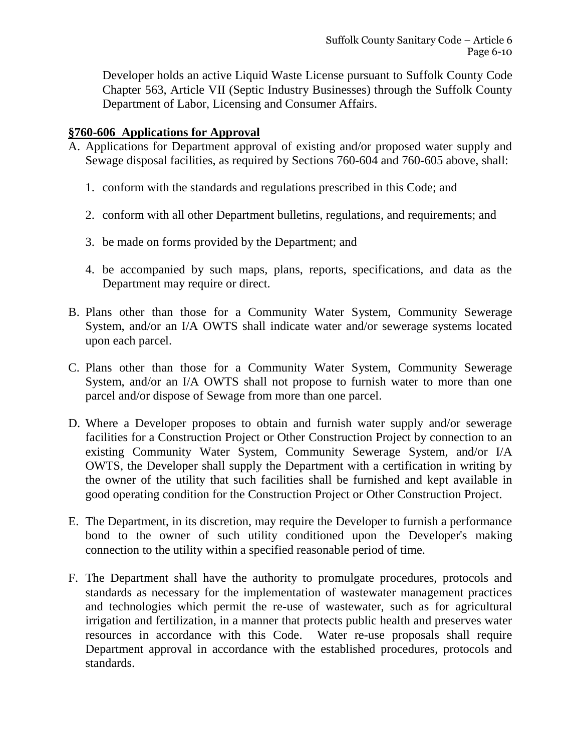Developer holds an active Liquid Waste License pursuant to Suffolk County Code Chapter 563, Article VII (Septic Industry Businesses) through the Suffolk County Department of Labor, Licensing and Consumer Affairs.

## **§760-606 Applications for Approval**

A. Applications for Department approval of existing and/or proposed water supply and Sewage disposal facilities, as required by Sections 760-604 and 760-605 above, shall:

   1. conform with the standards and regulations prescribed in this Code; and

   2. conform with all other Department bulletins, regulations, and requirements; and

   3. be made on forms provided by the Department; and

   4. be accompanied by such maps, plans, reports, specifications, and data as the Department may require or direct.

B. Plans other than those for a Community Water System, Community Sewerage System, and/or an I/A OWTS shall indicate water and/or sewerage systems located upon each parcel.

C. Plans other than those for a Community Water System, Community Sewerage System, and/or an I/A OWTS shall not propose to furnish water to more than one parcel and/or dispose of Sewage from more than one parcel.

D. Where a Developer proposes to obtain and furnish water supply and/or sewerage facilities for a Construction Project or Other Construction Project by connection to an existing Community Water System, Community Sewerage System, and/or I/A OWTS, the Developer shall supply the Department with a certification in writing by the owner of the utility that such facilities shall be furnished and kept available in good operating condition for the Construction Project or Other Construction Project.

E. The Department, in its discretion, may require the Developer to furnish a performance bond to the owner of such utility conditioned upon the Developer's making connection to the utility within a specified reasonable period of time.

F. The Department shall have the authority to promulgate procedures, protocols and standards as necessary for the implementation of wastewater management practices and technologies which permit the re-use of wastewater, such as for agricultural irrigation and fertilization, in a manner that protects public health and preserves water resources in accordance with this Code. Water re-use proposals shall require Department approval in accordance with the established procedures, protocols and standards.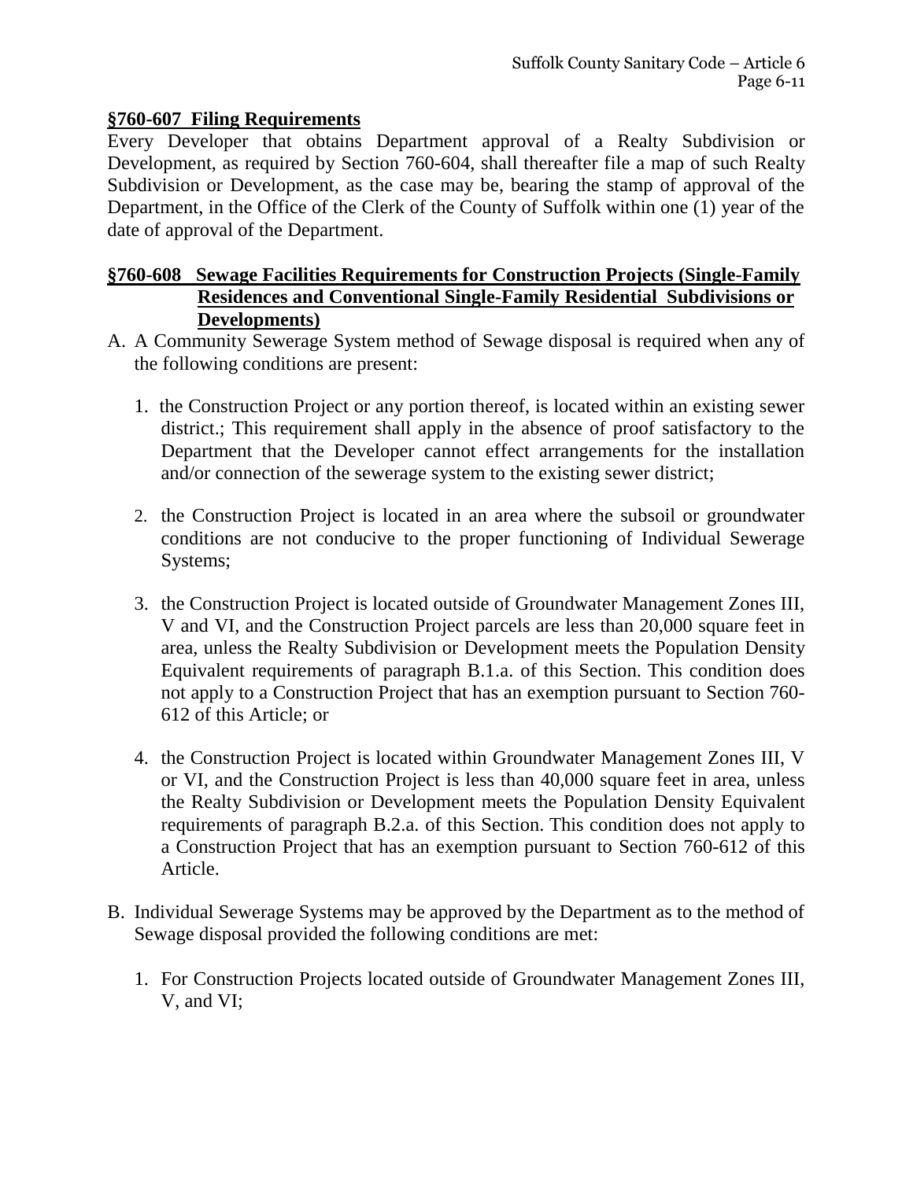### §760-607 Filing Requirements

Every Developer that obtains Department approval of a Realty Subdivision or Development, as required by Section 760-604, shall thereafter file a map of such Realty Subdivision or Development, as the case may be, bearing the stamp of approval of the Department, in the Office of the Clerk of the County of Suffolk within one (1) year of the date of approval of the Department.

### §760-608 Sewage Facilities Requirements for Construction Projects (Single-Family Residences and Conventional Single-Family Residential Subdivisions or Developments)

A. A Community Sewerage System method of Sewage disposal is required when any of the following conditions are present:

   1. the Construction Project or any portion thereof, is located within an existing sewer district.; This requirement shall apply in the absence of proof satisfactory to the Department that the Developer cannot effect arrangements for the installation and/or connection of the sewerage system to the existing sewer district;

   2. the Construction Project is located in an area where the subsoil or groundwater conditions are not conducive to the proper functioning of Individual Sewerage Systems;

   3. the Construction Project is located outside of Groundwater Management Zones III, V and VI, and the Construction Project parcels are less than 20,000 square feet in area, unless the Realty Subdivision or Development meets the Population Density Equivalent requirements of paragraph B.1.a. of this Section. This condition does not apply to a Construction Project that has an exemption pursuant to Section 760-612 of this Article; or

   4. the Construction Project is located within Groundwater Management Zones III, V or VI, and the Construction Project is less than 40,000 square feet in area, unless the Realty Subdivision or Development meets the Population Density Equivalent requirements of paragraph B.2.a. of this Section. This condition does not apply to a Construction Project that has an exemption pursuant to Section 760-612 of this Article.

B. Individual Sewerage Systems may be approved by the Department as to the method of Sewage disposal provided the following conditions are met:

   1. For Construction Projects located outside of Groundwater Management Zones III, V, and VI;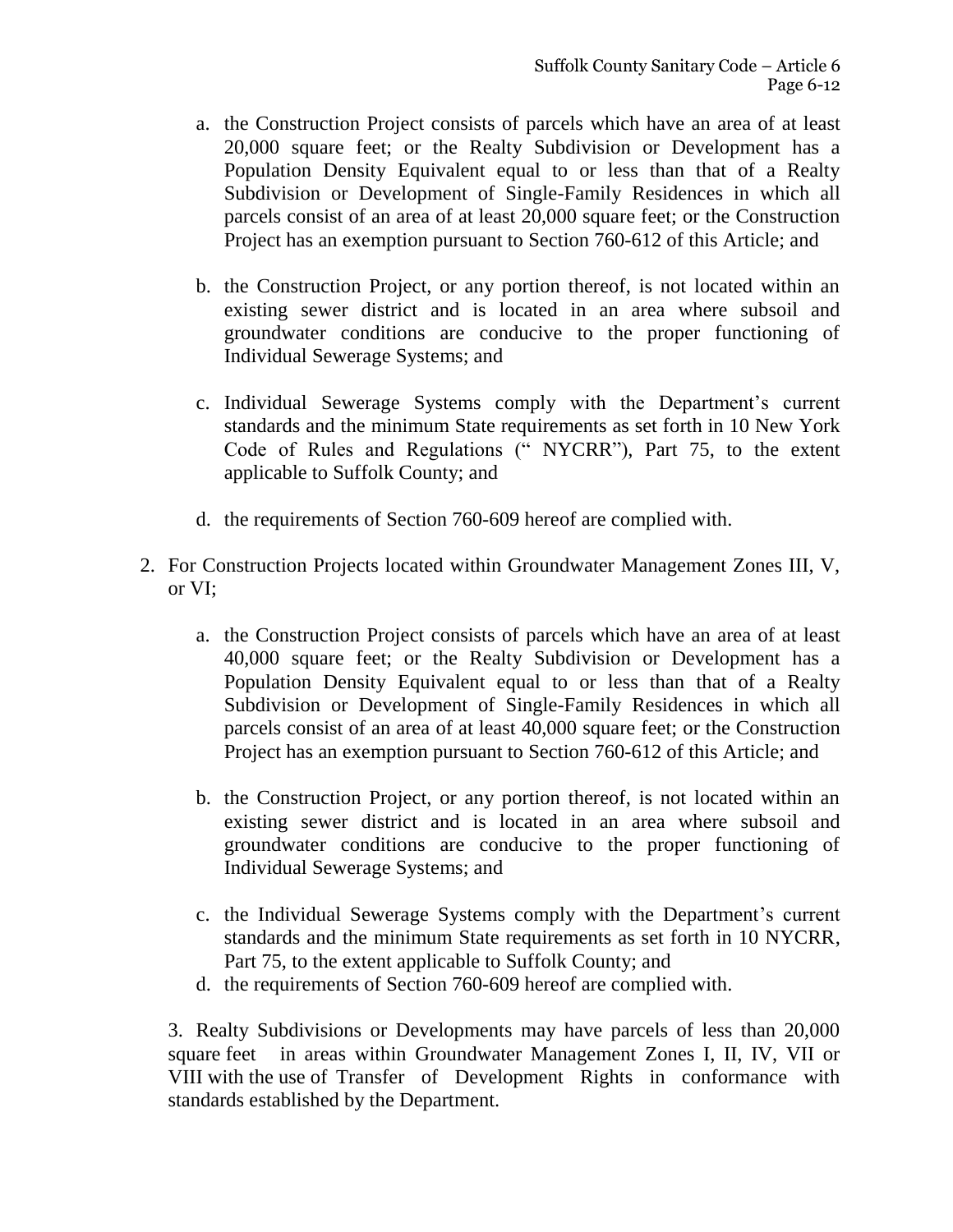a. the Construction Project consists of parcels which have an area of at least 20,000 square feet; or the Realty Subdivision or Development has a Population Density Equivalent equal to or less than that of a Realty Subdivision or Development of Single-Family Residences in which all parcels consist of an area of at least 20,000 square feet; or the Construction Project has an exemption pursuant to Section 760-612 of this Article; and

b. the Construction Project, or any portion thereof, is not located within an existing sewer district and is located in an area where subsoil and groundwater conditions are conducive to the proper functioning of Individual Sewerage Systems; and

c. Individual Sewerage Systems comply with the Department's current standards and the minimum State requirements as set forth in 10 New York Code of Rules and Regulations (" NYCRR"), Part 75, to the extent applicable to Suffolk County; and

d. the requirements of Section 760-609 hereof are complied with.

2. For Construction Projects located within Groundwater Management Zones III, V, or VI;

   a. the Construction Project consists of parcels which have an area of at least 40,000 square feet; or the Realty Subdivision or Development has a Population Density Equivalent equal to or less than that of a Realty Subdivision or Development of Single-Family Residences in which all parcels consist of an area of at least 40,000 square feet; or the Construction Project has an exemption pursuant to Section 760-612 of this Article; and

   b. the Construction Project, or any portion thereof, is not located within an existing sewer district and is located in an area where subsoil and groundwater conditions are conducive to the proper functioning of Individual Sewerage Systems; and

   c. the Individual Sewerage Systems comply with the Department's current standards and the minimum State requirements as set forth in 10 NYCRR, Part 75, to the extent applicable to Suffolk County; and

   d. the requirements of Section 760-609 hereof are complied with.

3. Realty Subdivisions or Developments may have parcels of less than 20,000 square feet in areas within Groundwater Management Zones I, II, IV, VII or VIII with the use of Transfer of Development Rights in conformance with standards established by the Department.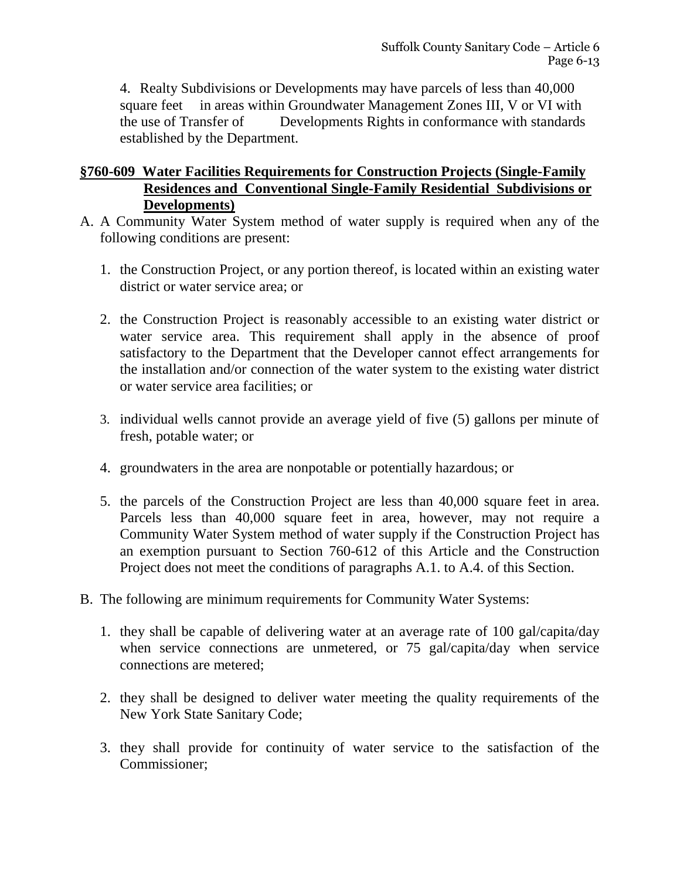4. Realty Subdivisions or Developments may have parcels of less than 40,000 square feet in areas within Groundwater Management Zones III, V or VI with the use of Transfer of Developments Rights in conformance with standards established by the Department.

## §760-609 Water Facilities Requirements for Construction Projects (Single-Family Residences and Conventional Single-Family Residential Subdivisions or Developments)

A. A Community Water System method of water supply is required when any of the following conditions are present:

   1. the Construction Project, or any portion thereof, is located within an existing water district or water service area; or

   2. the Construction Project is reasonably accessible to an existing water district or water service area. This requirement shall apply in the absence of proof satisfactory to the Department that the Developer cannot effect arrangements for the installation and/or connection of the water system to the existing water district or water service area facilities; or

   3. individual wells cannot provide an average yield of five (5) gallons per minute of fresh, potable water; or

   4. groundwaters in the area are nonpotable or potentially hazardous; or

   5. the parcels of the Construction Project are less than 40,000 square feet in area. Parcels less than 40,000 square feet in area, however, may not require a Community Water System method of water supply if the Construction Project has an exemption pursuant to Section 760-612 of this Article and the Construction Project does not meet the conditions of paragraphs A.1. to A.4. of this Section.

B. The following are minimum requirements for Community Water Systems:

   1. they shall be capable of delivering water at an average rate of 100 gal/capita/day when service connections are unmetered, or 75 gal/capita/day when service connections are metered;

   2. they shall be designed to deliver water meeting the quality requirements of the New York State Sanitary Code;

   3. they shall provide for continuity of water service to the satisfaction of the Commissioner;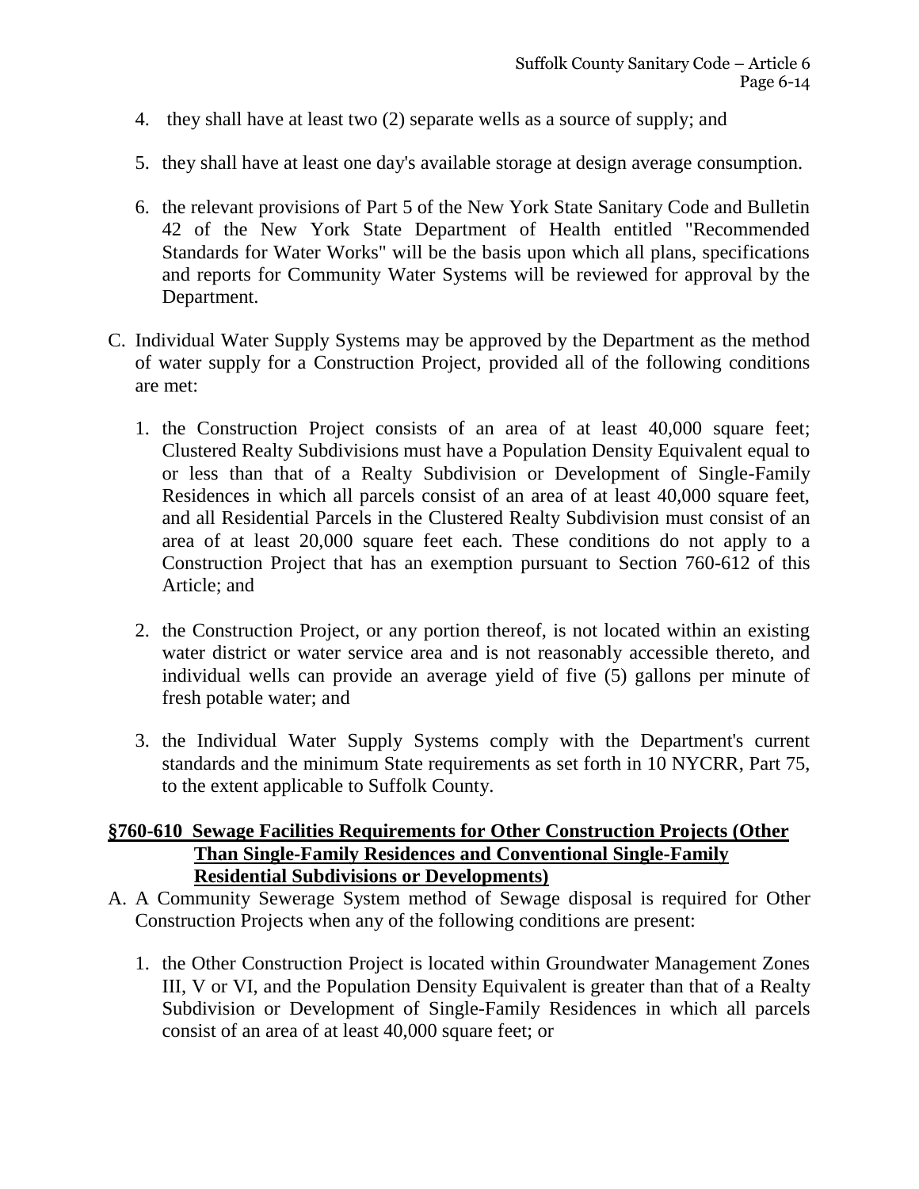4. they shall have at least two (2) separate wells as a source of supply; and

5. they shall have at least one day's available storage at design average consumption.

6. the relevant provisions of Part 5 of the New York State Sanitary Code and Bulletin 42 of the New York State Department of Health entitled "Recommended Standards for Water Works" will be the basis upon which all plans, specifications and reports for Community Water Systems will be reviewed for approval by the Department.

C. Individual Water Supply Systems may be approved by the Department as the method of water supply for a Construction Project, provided all of the following conditions are met:

   1. the Construction Project consists of an area of at least 40,000 square feet; Clustered Realty Subdivisions must have a Population Density Equivalent equal to or less than that of a Realty Subdivision or Development of Single-Family Residences in which all parcels consist of an area of at least 40,000 square feet, and all Residential Parcels in the Clustered Realty Subdivision must consist of an area of at least 20,000 square feet each. These conditions do not apply to a Construction Project that has an exemption pursuant to Section 760-612 of this Article; and

   2. the Construction Project, or any portion thereof, is not located within an existing water district or water service area and is not reasonably accessible thereto, and individual wells can provide an average yield of five (5) gallons per minute of fresh potable water; and

   3. the Individual Water Supply Systems comply with the Department's current standards and the minimum State requirements as set forth in 10 NYCRR, Part 75, to the extent applicable to Suffolk County.

## §760-610 Sewage Facilities Requirements for Other Construction Projects (Other Than Single-Family Residences and Conventional Single-Family Residential Subdivisions or Developments)

A. A Community Sewerage System method of Sewage disposal is required for Other Construction Projects when any of the following conditions are present:

   1. the Other Construction Project is located within Groundwater Management Zones III, V or VI, and the Population Density Equivalent is greater than that of a Realty Subdivision or Development of Single-Family Residences in which all parcels consist of an area of at least 40,000 square feet; or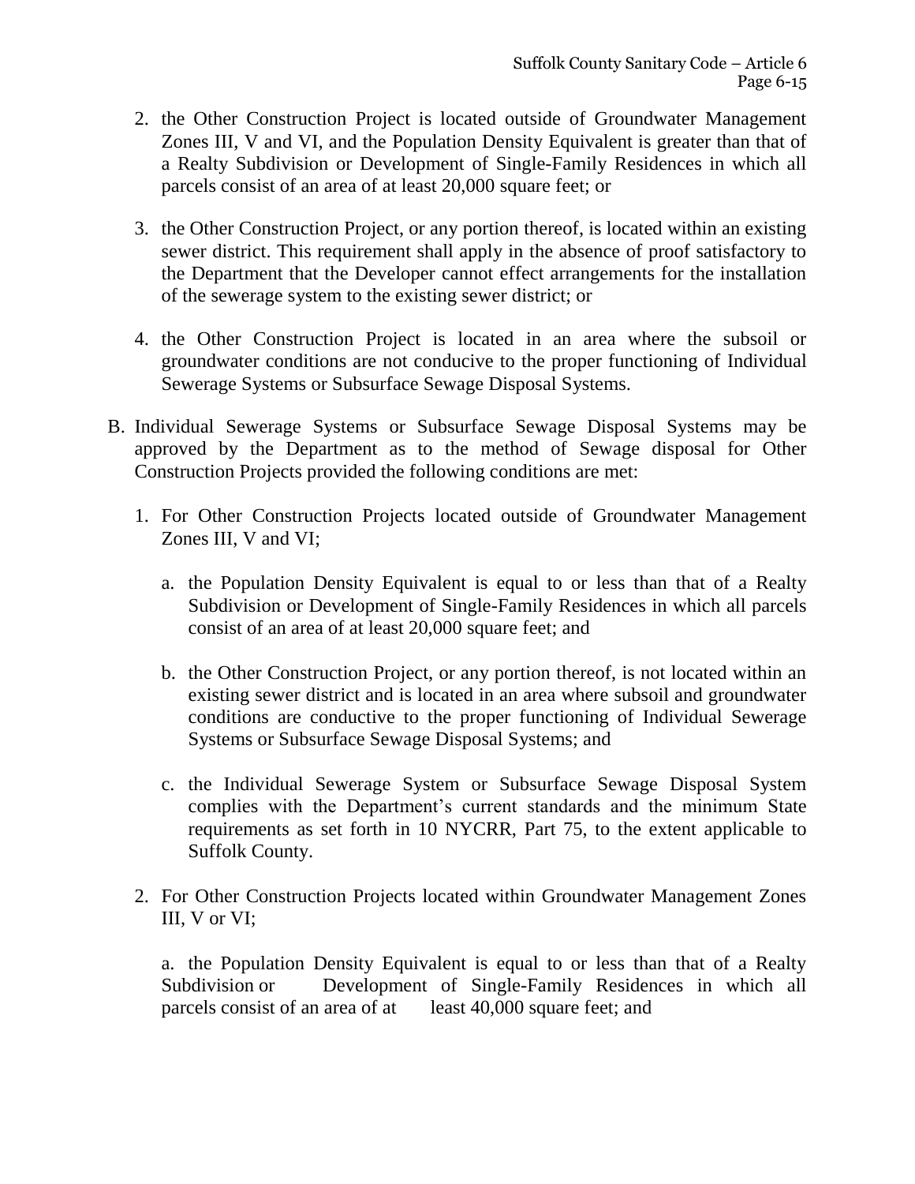2. the Other Construction Project is located outside of Groundwater Management Zones III, V and VI, and the Population Density Equivalent is greater than that of a Realty Subdivision or Development of Single-Family Residences in which all parcels consist of an area of at least 20,000 square feet; or

3. the Other Construction Project, or any portion thereof, is located within an existing sewer district. This requirement shall apply in the absence of proof satisfactory to the Department that the Developer cannot effect arrangements for the installation of the sewerage system to the existing sewer district; or

4. the Other Construction Project is located in an area where the subsoil or groundwater conditions are not conducive to the proper functioning of Individual Sewerage Systems or Subsurface Sewage Disposal Systems.

B. Individual Sewerage Systems or Subsurface Sewage Disposal Systems may be approved by the Department as to the method of Sewage disposal for Other Construction Projects provided the following conditions are met:

   1. For Other Construction Projects located outside of Groundwater Management Zones III, V and VI;

      a. the Population Density Equivalent is equal to or less than that of a Realty Subdivision or Development of Single-Family Residences in which all parcels consist of an area of at least 20,000 square feet; and

      b. the Other Construction Project, or any portion thereof, is not located within an existing sewer district and is located in an area where subsoil and groundwater conditions are conductive to the proper functioning of Individual Sewerage Systems or Subsurface Sewage Disposal Systems; and

      c. the Individual Sewerage System or Subsurface Sewage Disposal System complies with the Department's current standards and the minimum State requirements as set forth in 10 NYCRR, Part 75, to the extent applicable to Suffolk County.

   2. For Other Construction Projects located within Groundwater Management Zones III, V or VI;

      a. the Population Density Equivalent is equal to or less than that of a Realty Subdivision or Development of Single-Family Residences in which all parcels consist of an area of at least 40,000 square feet; and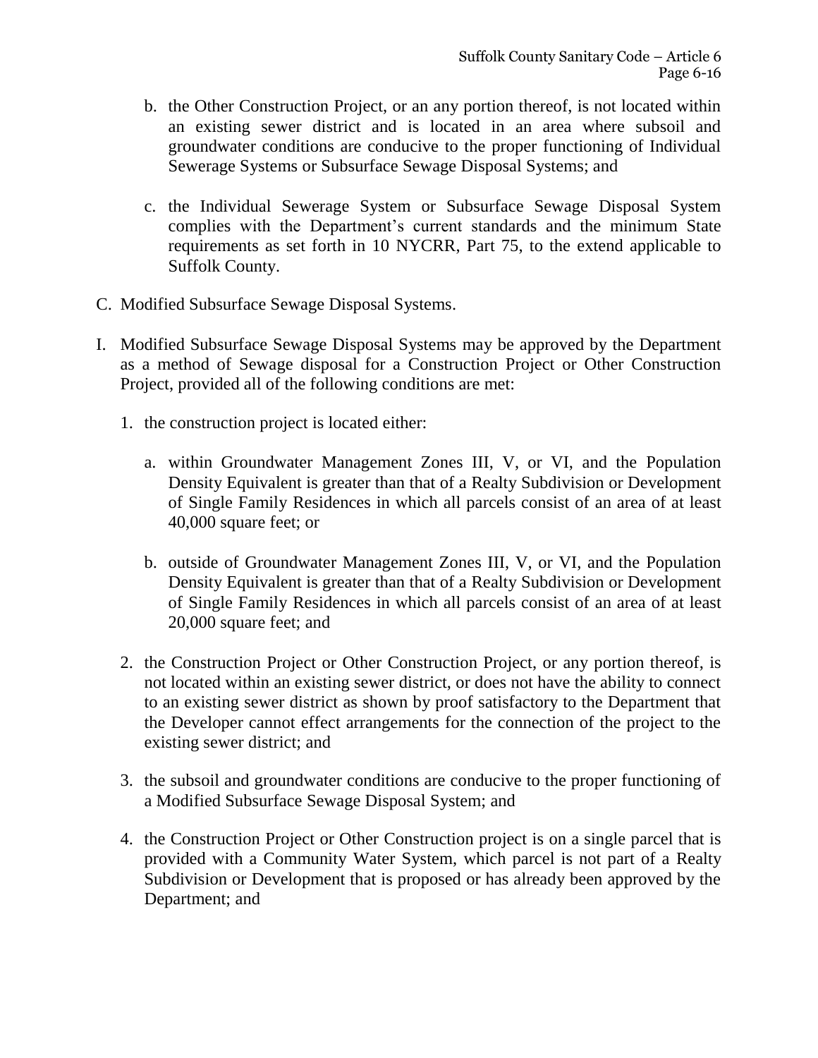b. the Other Construction Project, or an any portion thereof, is not located within an existing sewer district and is located in an area where subsoil and groundwater conditions are conducive to the proper functioning of Individual Sewerage Systems or Subsurface Sewage Disposal Systems; and

c. the Individual Sewerage System or Subsurface Sewage Disposal System complies with the Department's current standards and the minimum State requirements as set forth in 10 NYCRR, Part 75, to the extend applicable to Suffolk County.

C. Modified Subsurface Sewage Disposal Systems.

I. Modified Subsurface Sewage Disposal Systems may be approved by the Department as a method of Sewage disposal for a Construction Project or Other Construction Project, provided all of the following conditions are met:

1. the construction project is located either:

   a. within Groundwater Management Zones III, V, or VI, and the Population Density Equivalent is greater than that of a Realty Subdivision or Development of Single Family Residences in which all parcels consist of an area of at least 40,000 square feet; or

   b. outside of Groundwater Management Zones III, V, or VI, and the Population Density Equivalent is greater than that of a Realty Subdivision or Development of Single Family Residences in which all parcels consist of an area of at least 20,000 square feet; and

2. the Construction Project or Other Construction Project, or any portion thereof, is not located within an existing sewer district, or does not have the ability to connect to an existing sewer district as shown by proof satisfactory to the Department that the Developer cannot effect arrangements for the connection of the project to the existing sewer district; and

3. the subsoil and groundwater conditions are conducive to the proper functioning of a Modified Subsurface Sewage Disposal System; and

4. the Construction Project or Other Construction project is on a single parcel that is provided with a Community Water System, which parcel is not part of a Realty Subdivision or Development that is proposed or has already been approved by the Department; and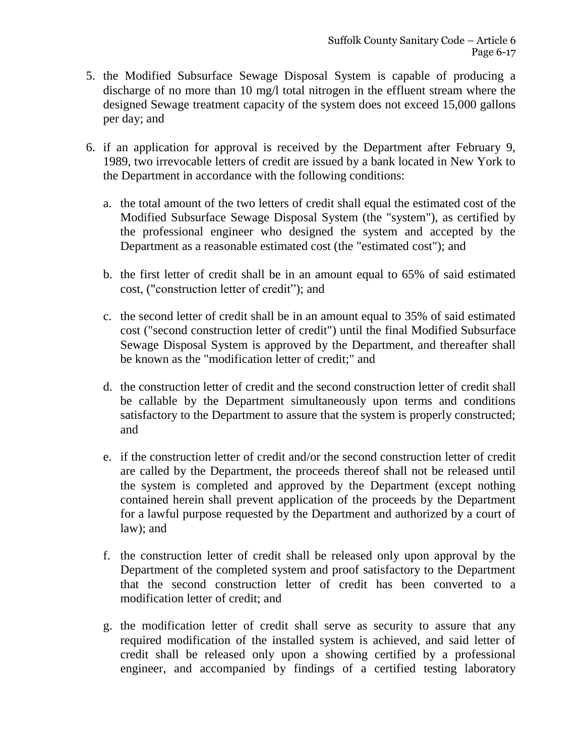5. the Modified Subsurface Sewage Disposal System is capable of producing a discharge of no more than 10 mg/l total nitrogen in the effluent stream where the designed Sewage treatment capacity of the system does not exceed 15,000 gallons per day; and

6. if an application for approval is received by the Department after February 9, 1989, two irrevocable letters of credit are issued by a bank located in New York to the Department in accordance with the following conditions:

   a. the total amount of the two letters of credit shall equal the estimated cost of the Modified Subsurface Sewage Disposal System (the "system"), as certified by the professional engineer who designed the system and accepted by the Department as a reasonable estimated cost (the "estimated cost"); and

   b. the first letter of credit shall be in an amount equal to 65% of said estimated cost, ("construction letter of credit"); and

   c. the second letter of credit shall be in an amount equal to 35% of said estimated cost ("second construction letter of credit") until the final Modified Subsurface Sewage Disposal System is approved by the Department, and thereafter shall be known as the "modification letter of credit;" and

   d. the construction letter of credit and the second construction letter of credit shall be callable by the Department simultaneously upon terms and conditions satisfactory to the Department to assure that the system is properly constructed; and

   e. if the construction letter of credit and/or the second construction letter of credit are called by the Department, the proceeds thereof shall not be released until the system is completed and approved by the Department (except nothing contained herein shall prevent application of the proceeds by the Department for a lawful purpose requested by the Department and authorized by a court of law); and

   f. the construction letter of credit shall be released only upon approval by the Department of the completed system and proof satisfactory to the Department that the second construction letter of credit has been converted to a modification letter of credit; and

   g. the modification letter of credit shall serve as security to assure that any required modification of the installed system is achieved, and said letter of credit shall be released only upon a showing certified by a professional engineer, and accompanied by findings of a certified testing laboratory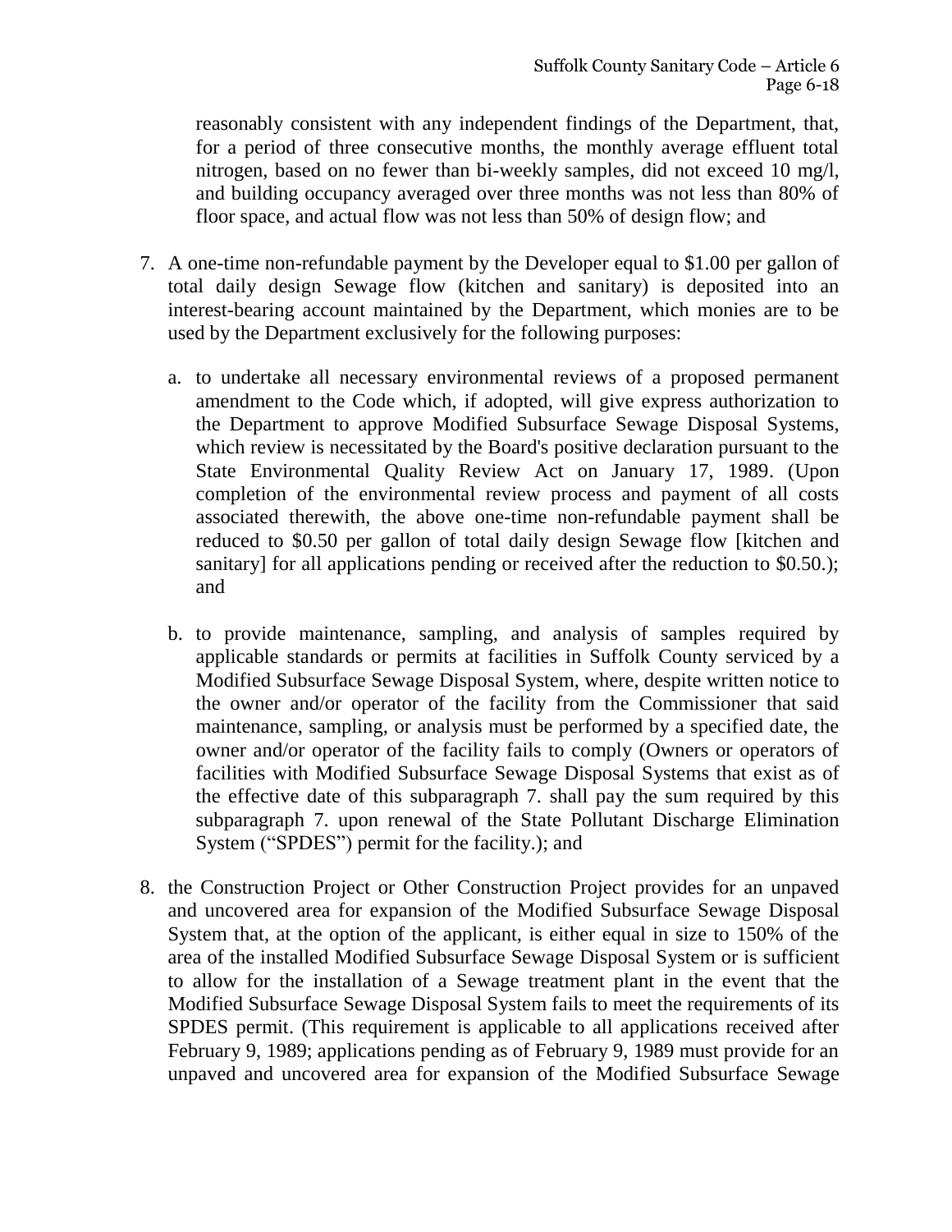reasonably consistent with any independent findings of the Department, that, for a period of three consecutive months, the monthly average effluent total nitrogen, based on no fewer than bi-weekly samples, did not exceed 10 mg/l, and building occupancy averaged over three months was not less than 80% of floor space, and actual flow was not less than 50% of design flow; and

7. A one-time non-refundable payment by the Developer equal to $1.00 per gallon of total daily design Sewage flow (kitchen and sanitary) is deposited into an interest-bearing account maintained by the Department, which monies are to be used by the Department exclusively for the following purposes:

   a. to undertake all necessary environmental reviews of a proposed permanent amendment to the Code which, if adopted, will give express authorization to the Department to approve Modified Subsurface Sewage Disposal Systems, which review is necessitated by the Board's positive declaration pursuant to the State Environmental Quality Review Act on January 17, 1989. (Upon completion of the environmental review process and payment of all costs associated therewith, the above one-time non-refundable payment shall be reduced to $0.50 per gallon of total daily design Sewage flow [kitchen and sanitary] for all applications pending or received after the reduction to $0.50.); and

   b. to provide maintenance, sampling, and analysis of samples required by applicable standards or permits at facilities in Suffolk County serviced by a Modified Subsurface Sewage Disposal System, where, despite written notice to the owner and/or operator of the facility from the Commissioner that said maintenance, sampling, or analysis must be performed by a specified date, the owner and/or operator of the facility fails to comply (Owners or operators of facilities with Modified Subsurface Sewage Disposal Systems that exist as of the effective date of this subparagraph 7. shall pay the sum required by this subparagraph 7. upon renewal of the State Pollutant Discharge Elimination System ("SPDES") permit for the facility.); and

8. the Construction Project or Other Construction Project provides for an unpaved and uncovered area for expansion of the Modified Subsurface Sewage Disposal System that, at the option of the applicant, is either equal in size to 150% of the area of the installed Modified Subsurface Sewage Disposal System or is sufficient to allow for the installation of a Sewage treatment plant in the event that the Modified Subsurface Sewage Disposal System fails to meet the requirements of its SPDES permit. (This requirement is applicable to all applications received after February 9, 1989; applications pending as of February 9, 1989 must provide for an unpaved and uncovered area for expansion of the Modified Subsurface Sewage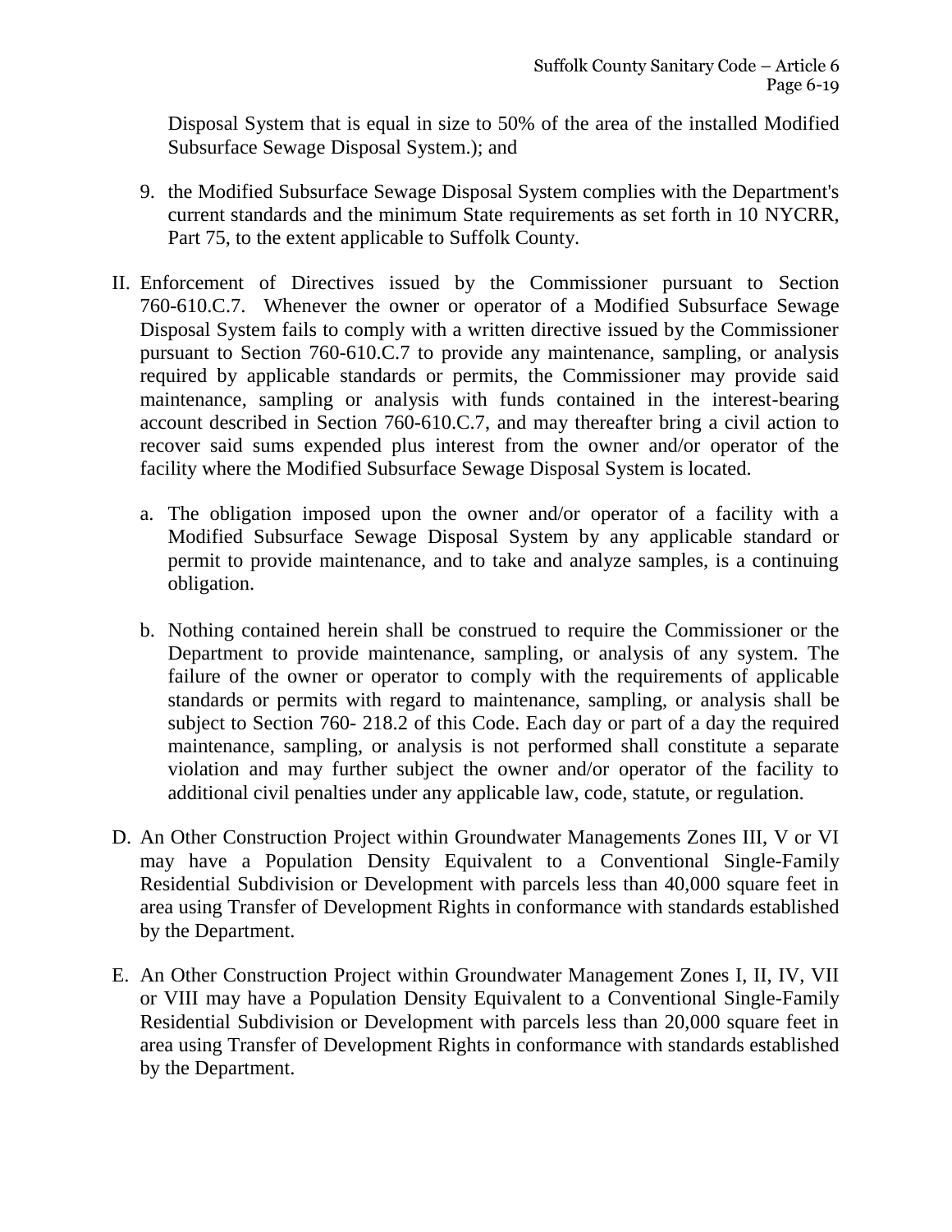Disposal System that is equal in size to 50% of the area of the installed Modified Subsurface Sewage Disposal System.); and

9. the Modified Subsurface Sewage Disposal System complies with the Department's current standards and the minimum State requirements as set forth in 10 NYCRR, Part 75, to the extent applicable to Suffolk County.

II. Enforcement of Directives issued by the Commissioner pursuant to Section 760-610.C.7. Whenever the owner or operator of a Modified Subsurface Sewage Disposal System fails to comply with a written directive issued by the Commissioner pursuant to Section 760-610.C.7 to provide any maintenance, sampling, or analysis required by applicable standards or permits, the Commissioner may provide said maintenance, sampling or analysis with funds contained in the interest-bearing account described in Section 760-610.C.7, and may thereafter bring a civil action to recover said sums expended plus interest from the owner and/or operator of the facility where the Modified Subsurface Sewage Disposal System is located.

   a. The obligation imposed upon the owner and/or operator of a facility with a Modified Subsurface Sewage Disposal System by any applicable standard or permit to provide maintenance, and to take and analyze samples, is a continuing obligation.

   b. Nothing contained herein shall be construed to require the Commissioner or the Department to provide maintenance, sampling, or analysis of any system. The failure of the owner or operator to comply with the requirements of applicable standards or permits with regard to maintenance, sampling, or analysis shall be subject to Section 760- 218.2 of this Code. Each day or part of a day the required maintenance, sampling, or analysis is not performed shall constitute a separate violation and may further subject the owner and/or operator of the facility to additional civil penalties under any applicable law, code, statute, or regulation.

D. An Other Construction Project within Groundwater Managements Zones III, V or VI may have a Population Density Equivalent to a Conventional Single-Family Residential Subdivision or Development with parcels less than 40,000 square feet in area using Transfer of Development Rights in conformance with standards established by the Department.

E. An Other Construction Project within Groundwater Management Zones I, II, IV, VII or VIII may have a Population Density Equivalent to a Conventional Single-Family Residential Subdivision or Development with parcels less than 20,000 square feet in area using Transfer of Development Rights in conformance with standards established by the Department.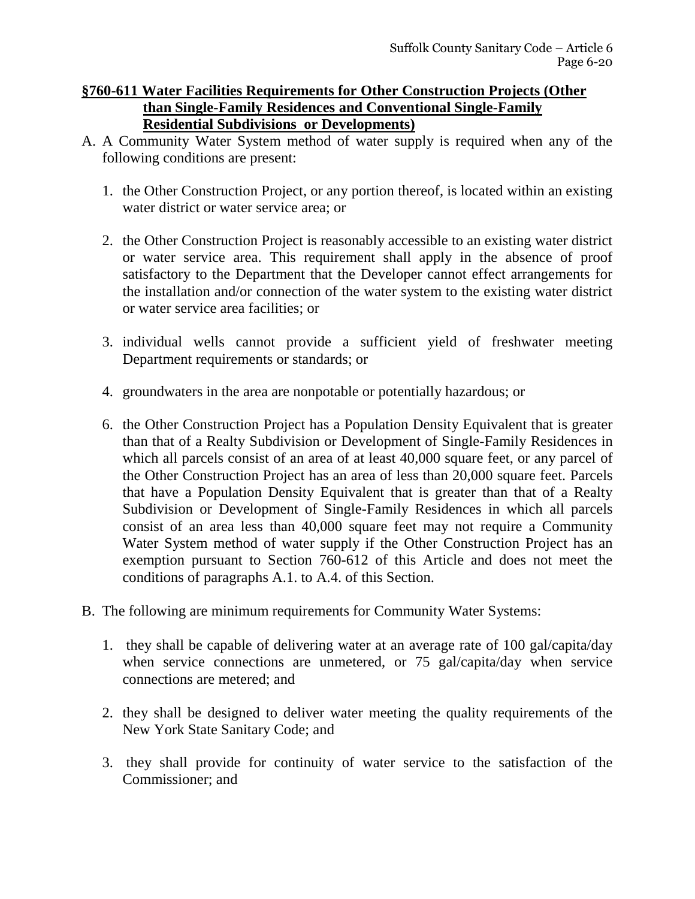## §760-611 Water Facilities Requirements for Other Construction Projects (Other than Single-Family Residences and Conventional Single-Family Residential Subdivisions or Developments)

A. A Community Water System method of water supply is required when any of the following conditions are present:

1. the Other Construction Project, or any portion thereof, is located within an existing water district or water service area; or

2. the Other Construction Project is reasonably accessible to an existing water district or water service area. This requirement shall apply in the absence of proof satisfactory to the Department that the Developer cannot effect arrangements for the installation and/or connection of the water system to the existing water district or water service area facilities; or

3. individual wells cannot provide a sufficient yield of freshwater meeting Department requirements or standards; or

4. groundwaters in the area are nonpotable or potentially hazardous; or

6. the Other Construction Project has a Population Density Equivalent that is greater than that of a Realty Subdivision or Development of Single-Family Residences in which all parcels consist of an area of at least 40,000 square feet, or any parcel of the Other Construction Project has an area of less than 20,000 square feet. Parcels that have a Population Density Equivalent that is greater than that of a Realty Subdivision or Development of Single-Family Residences in which all parcels consist of an area less than 40,000 square feet may not require a Community Water System method of water supply if the Other Construction Project has an exemption pursuant to Section 760-612 of this Article and does not meet the conditions of paragraphs A.1. to A.4. of this Section.

B. The following are minimum requirements for Community Water Systems:

1. they shall be capable of delivering water at an average rate of 100 gal/capita/day when service connections are unmetered, or 75 gal/capita/day when service connections are metered; and

2. they shall be designed to deliver water meeting the quality requirements of the New York State Sanitary Code; and

3. they shall provide for continuity of water service to the satisfaction of the Commissioner; and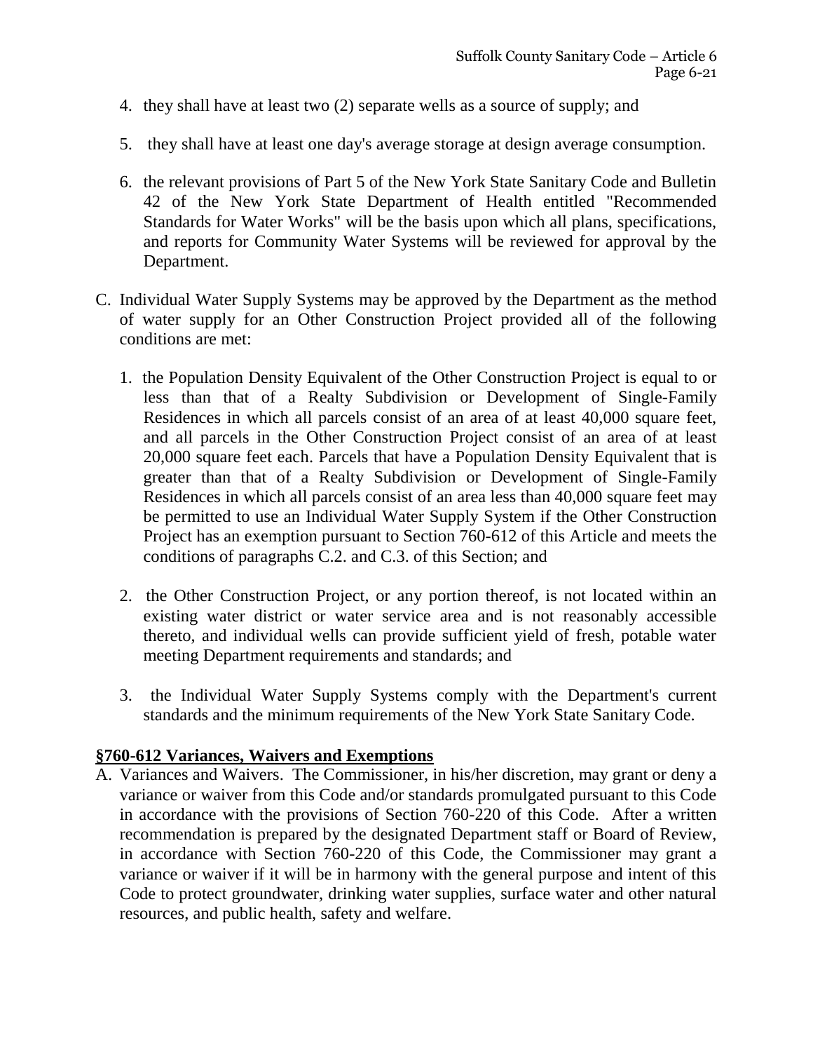4. they shall have at least two (2) separate wells as a source of supply; and

5. they shall have at least one day's average storage at design average consumption.

6. the relevant provisions of Part 5 of the New York State Sanitary Code and Bulletin 42 of the New York State Department of Health entitled "Recommended Standards for Water Works" will be the basis upon which all plans, specifications, and reports for Community Water Systems will be reviewed for approval by the Department.

C. Individual Water Supply Systems may be approved by the Department as the method of water supply for an Other Construction Project provided all of the following conditions are met:

   1. the Population Density Equivalent of the Other Construction Project is equal to or less than that of a Realty Subdivision or Development of Single-Family Residences in which all parcels consist of an area of at least 40,000 square feet, and all parcels in the Other Construction Project consist of an area of at least 20,000 square feet each. Parcels that have a Population Density Equivalent that is greater than that of a Realty Subdivision or Development of Single-Family Residences in which all parcels consist of an area less than 40,000 square feet may be permitted to use an Individual Water Supply System if the Other Construction Project has an exemption pursuant to Section 760-612 of this Article and meets the conditions of paragraphs C.2. and C.3. of this Section; and

   2. the Other Construction Project, or any portion thereof, is not located within an existing water district or water service area and is not reasonably accessible thereto, and individual wells can provide sufficient yield of fresh, potable water meeting Department requirements and standards; and

   3. the Individual Water Supply Systems comply with the Department's current standards and the minimum requirements of the New York State Sanitary Code.

**§760-612 Variances, Waivers and Exemptions**

A. Variances and Waivers. The Commissioner, in his/her discretion, may grant or deny a variance or waiver from this Code and/or standards promulgated pursuant to this Code in accordance with the provisions of Section 760-220 of this Code. After a written recommendation is prepared by the designated Department staff or Board of Review, in accordance with Section 760-220 of this Code, the Commissioner may grant a variance or waiver if it will be in harmony with the general purpose and intent of this Code to protect groundwater, drinking water supplies, surface water and other natural resources, and public health, safety and welfare.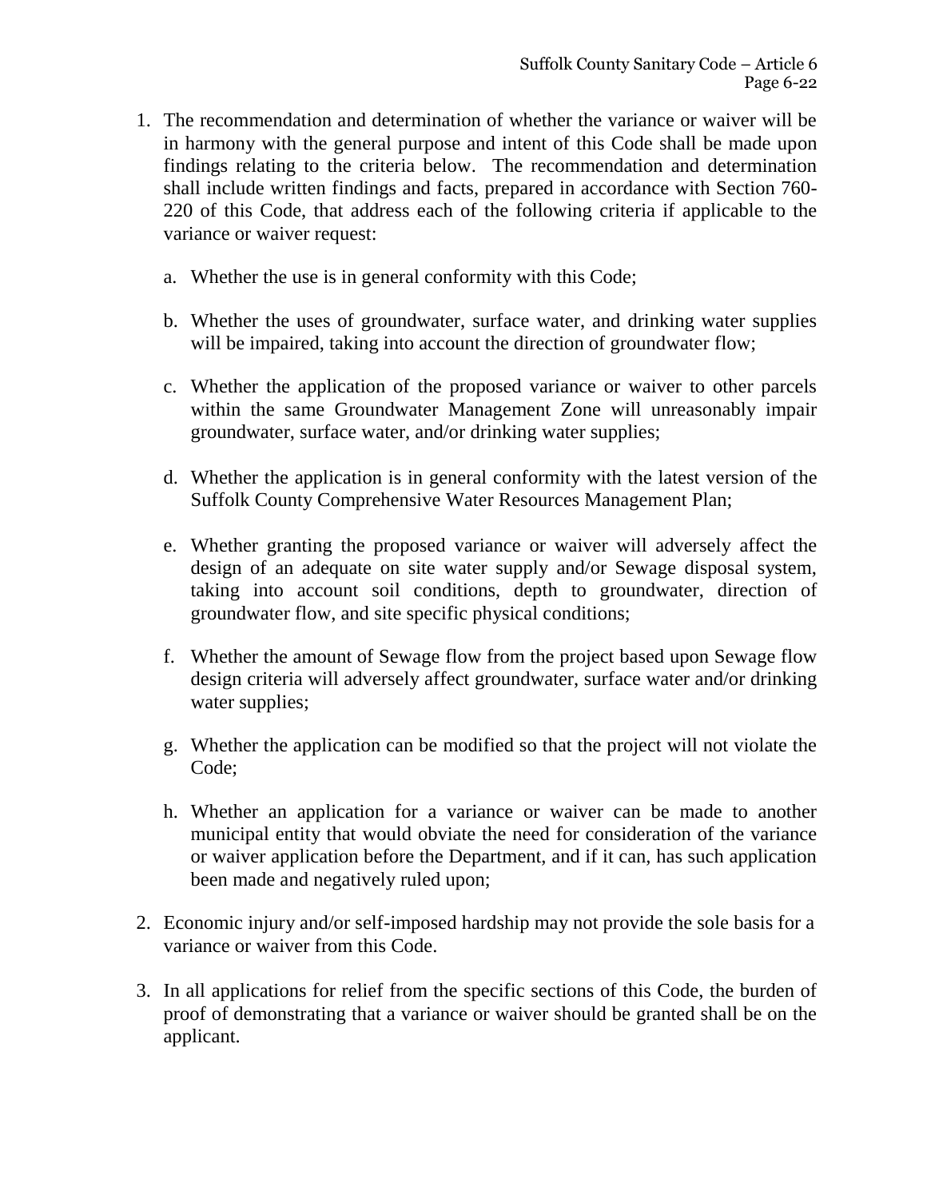1. The recommendation and determination of whether the variance or waiver will be in harmony with the general purpose and intent of this Code shall be made upon findings relating to the criteria below. The recommendation and determination shall include written findings and facts, prepared in accordance with Section 760-220 of this Code, that address each of the following criteria if applicable to the variance or waiver request:

   a. Whether the use is in general conformity with this Code;

   b. Whether the uses of groundwater, surface water, and drinking water supplies will be impaired, taking into account the direction of groundwater flow;

   c. Whether the application of the proposed variance or waiver to other parcels within the same Groundwater Management Zone will unreasonably impair groundwater, surface water, and/or drinking water supplies;

   d. Whether the application is in general conformity with the latest version of the Suffolk County Comprehensive Water Resources Management Plan;

   e. Whether granting the proposed variance or waiver will adversely affect the design of an adequate on site water supply and/or Sewage disposal system, taking into account soil conditions, depth to groundwater, direction of groundwater flow, and site specific physical conditions;

   f. Whether the amount of Sewage flow from the project based upon Sewage flow design criteria will adversely affect groundwater, surface water and/or drinking water supplies;

   g. Whether the application can be modified so that the project will not violate the Code;

   h. Whether an application for a variance or waiver can be made to another municipal entity that would obviate the need for consideration of the variance or waiver application before the Department, and if it can, has such application been made and negatively ruled upon;

2. Economic injury and/or self-imposed hardship may not provide the sole basis for a variance or waiver from this Code.

3. In all applications for relief from the specific sections of this Code, the burden of proof of demonstrating that a variance or waiver should be granted shall be on the applicant.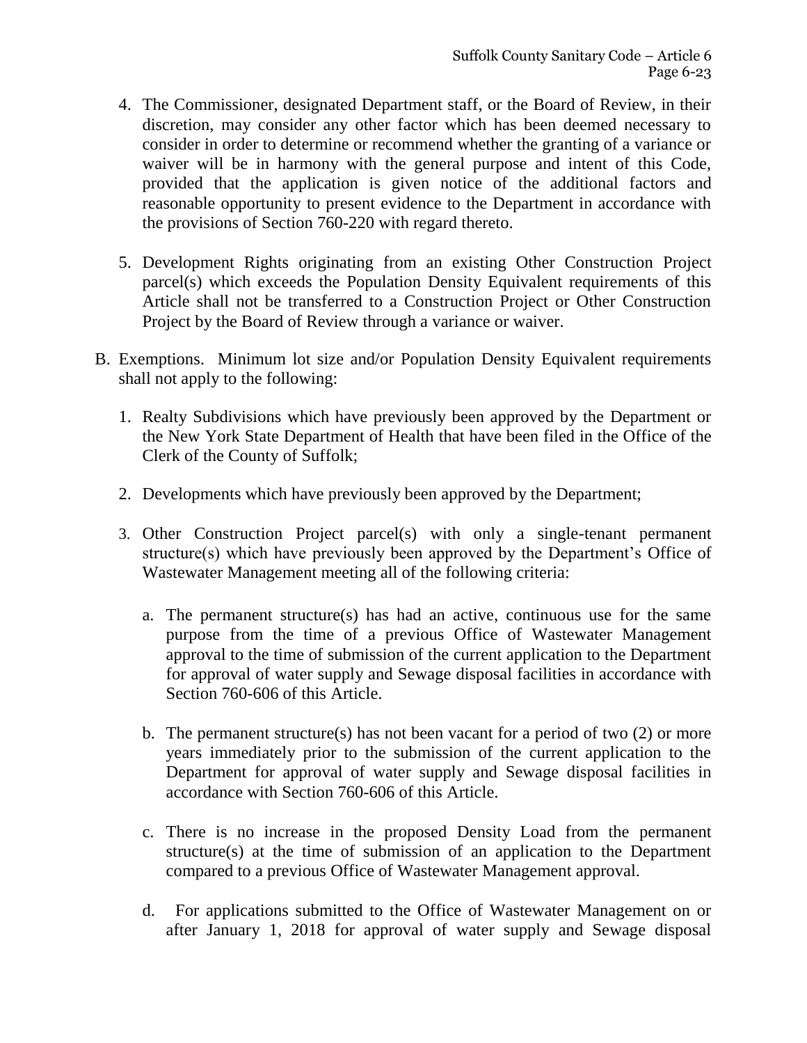4. The Commissioner, designated Department staff, or the Board of Review, in their discretion, may consider any other factor which has been deemed necessary to consider in order to determine or recommend whether the granting of a variance or waiver will be in harmony with the general purpose and intent of this Code, provided that the application is given notice of the additional factors and reasonable opportunity to present evidence to the Department in accordance with the provisions of Section 760-220 with regard thereto.

5. Development Rights originating from an existing Other Construction Project parcel(s) which exceeds the Population Density Equivalent requirements of this Article shall not be transferred to a Construction Project or Other Construction Project by the Board of Review through a variance or waiver.

B. Exemptions. Minimum lot size and/or Population Density Equivalent requirements shall not apply to the following:

   1. Realty Subdivisions which have previously been approved by the Department or the New York State Department of Health that have been filed in the Office of the Clerk of the County of Suffolk;

   2. Developments which have previously been approved by the Department;

   3. Other Construction Project parcel(s) with only a single-tenant permanent structure(s) which have previously been approved by the Department's Office of Wastewater Management meeting all of the following criteria:

      a. The permanent structure(s) has had an active, continuous use for the same purpose from the time of a previous Office of Wastewater Management approval to the time of submission of the current application to the Department for approval of water supply and Sewage disposal facilities in accordance with Section 760-606 of this Article.

      b. The permanent structure(s) has not been vacant for a period of two (2) or more years immediately prior to the submission of the current application to the Department for approval of water supply and Sewage disposal facilities in accordance with Section 760-606 of this Article.

      c. There is no increase in the proposed Density Load from the permanent structure(s) at the time of submission of an application to the Department compared to a previous Office of Wastewater Management approval.

      d. For applications submitted to the Office of Wastewater Management on or after January 1, 2018 for approval of water supply and Sewage disposal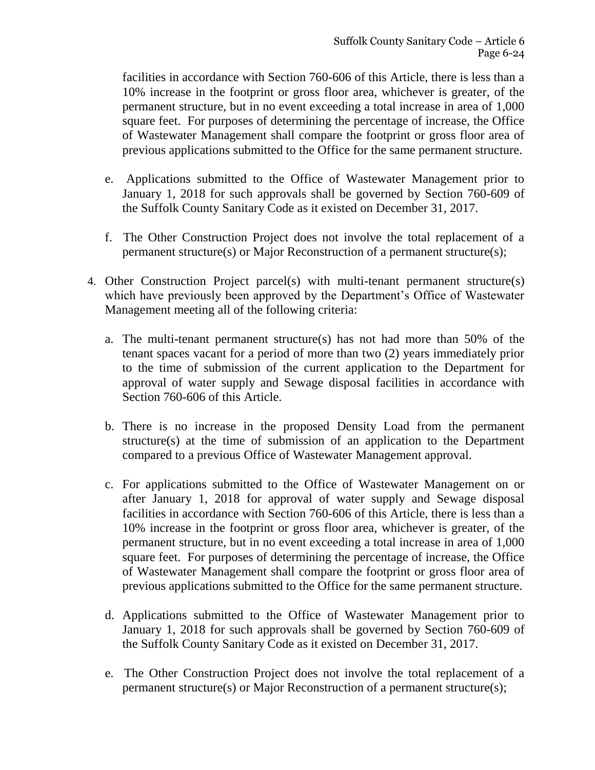facilities in accordance with Section 760-606 of this Article, there is less than a 10% increase in the footprint or gross floor area, whichever is greater, of the permanent structure, but in no event exceeding a total increase in area of 1,000 square feet. For purposes of determining the percentage of increase, the Office of Wastewater Management shall compare the footprint or gross floor area of previous applications submitted to the Office for the same permanent structure.

e. Applications submitted to the Office of Wastewater Management prior to January 1, 2018 for such approvals shall be governed by Section 760-609 of the Suffolk County Sanitary Code as it existed on December 31, 2017.

f. The Other Construction Project does not involve the total replacement of a permanent structure(s) or Major Reconstruction of a permanent structure(s);

4. Other Construction Project parcel(s) with multi-tenant permanent structure(s) which have previously been approved by the Department's Office of Wastewater Management meeting all of the following criteria:

   a. The multi-tenant permanent structure(s) has not had more than 50% of the tenant spaces vacant for a period of more than two (2) years immediately prior to the time of submission of the current application to the Department for approval of water supply and Sewage disposal facilities in accordance with Section 760-606 of this Article.

   b. There is no increase in the proposed Density Load from the permanent structure(s) at the time of submission of an application to the Department compared to a previous Office of Wastewater Management approval.

   c. For applications submitted to the Office of Wastewater Management on or after January 1, 2018 for approval of water supply and Sewage disposal facilities in accordance with Section 760-606 of this Article, there is less than a 10% increase in the footprint or gross floor area, whichever is greater, of the permanent structure, but in no event exceeding a total increase in area of 1,000 square feet. For purposes of determining the percentage of increase, the Office of Wastewater Management shall compare the footprint or gross floor area of previous applications submitted to the Office for the same permanent structure.

   d. Applications submitted to the Office of Wastewater Management prior to January 1, 2018 for such approvals shall be governed by Section 760-609 of the Suffolk County Sanitary Code as it existed on December 31, 2017.

   e. The Other Construction Project does not involve the total replacement of a permanent structure(s) or Major Reconstruction of a permanent structure(s);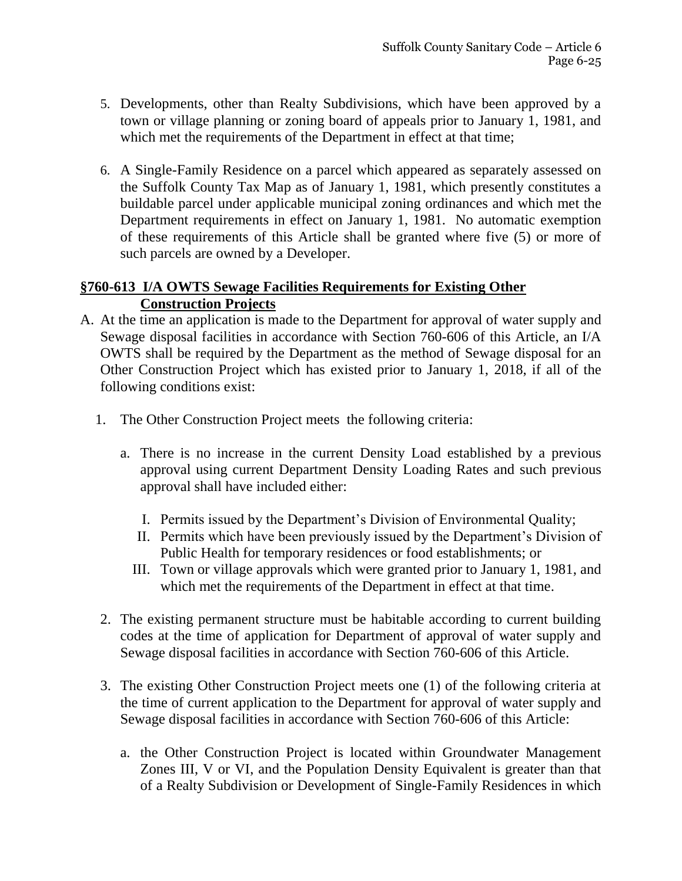5. Developments, other than Realty Subdivisions, which have been approved by a town or village planning or zoning board of appeals prior to January 1, 1981, and which met the requirements of the Department in effect at that time;

6. A Single-Family Residence on a parcel which appeared as separately assessed on the Suffolk County Tax Map as of January 1, 1981, which presently constitutes a buildable parcel under applicable municipal zoning ordinances and which met the Department requirements in effect on January 1, 1981. No automatic exemption of these requirements of this Article shall be granted where five (5) or more of such parcels are owned by a Developer.

## <u>§760-613 I/A OWTS Sewage Facilities Requirements for Existing Other Construction Projects</u>

A. At the time an application is made to the Department for approval of water supply and Sewage disposal facilities in accordance with Section 760-606 of this Article, an I/A OWTS shall be required by the Department as the method of Sewage disposal for an Other Construction Project which has existed prior to January 1, 2018, if all of the following conditions exist:

   1. The Other Construction Project meets the following criteria:

      a. There is no increase in the current Density Load established by a previous approval using current Department Density Loading Rates and such previous approval shall have included either:

         I. Permits issued by the Department's Division of Environmental Quality;

         II. Permits which have been previously issued by the Department's Division of Public Health for temporary residences or food establishments; or

         III. Town or village approvals which were granted prior to January 1, 1981, and which met the requirements of the Department in effect at that time.

   2. The existing permanent structure must be habitable according to current building codes at the time of application for Department of approval of water supply and Sewage disposal facilities in accordance with Section 760-606 of this Article.

   3. The existing Other Construction Project meets one (1) of the following criteria at the time of current application to the Department for approval of water supply and Sewage disposal facilities in accordance with Section 760-606 of this Article:

      a. the Other Construction Project is located within Groundwater Management Zones III, V or VI, and the Population Density Equivalent is greater than that of a Realty Subdivision or Development of Single-Family Residences in which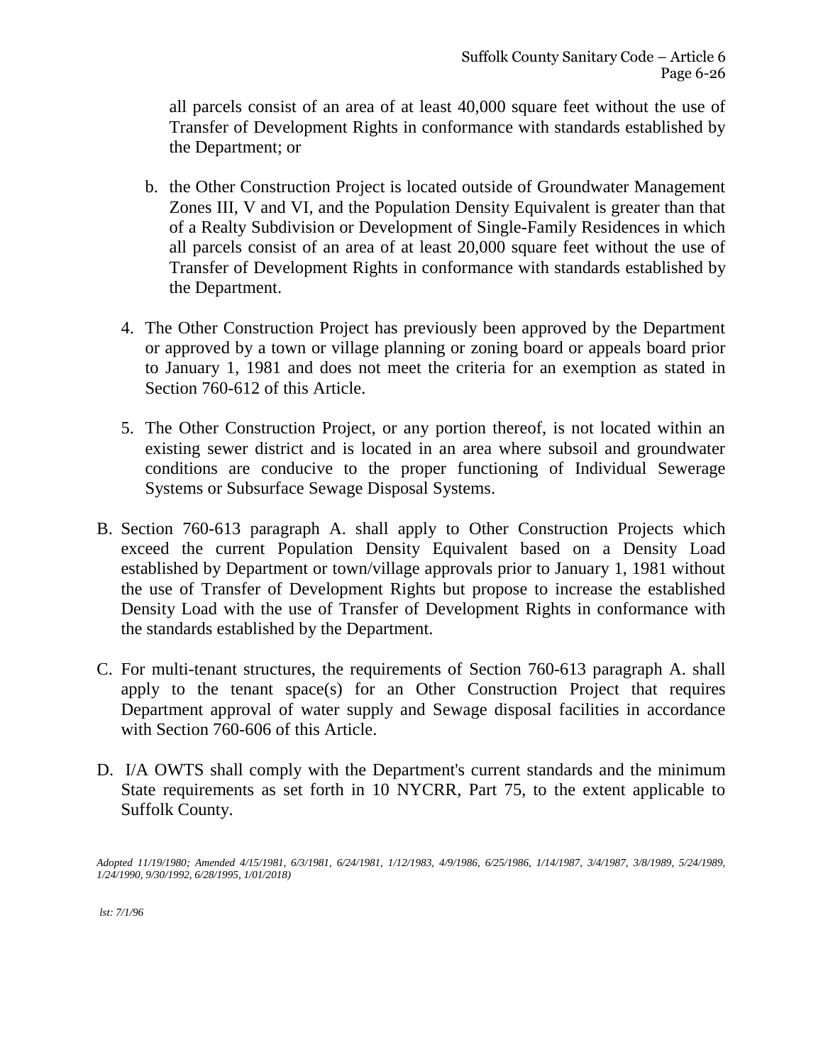all parcels consist of an area of at least 40,000 square feet without the use of Transfer of Development Rights in conformance with standards established by the Department; or

b. the Other Construction Project is located outside of Groundwater Management Zones III, V and VI, and the Population Density Equivalent is greater than that of a Realty Subdivision or Development of Single-Family Residences in which all parcels consist of an area of at least 20,000 square feet without the use of Transfer of Development Rights in conformance with standards established by the Department.

4. The Other Construction Project has previously been approved by the Department or approved by a town or village planning or zoning board or appeals board prior to January 1, 1981 and does not meet the criteria for an exemption as stated in Section 760-612 of this Article.

5. The Other Construction Project, or any portion thereof, is not located within an existing sewer district and is located in an area where subsoil and groundwater conditions are conducive to the proper functioning of Individual Sewerage Systems or Subsurface Sewage Disposal Systems.

B. Section 760-613 paragraph A. shall apply to Other Construction Projects which exceed the current Population Density Equivalent based on a Density Load established by Department or town/village approvals prior to January 1, 1981 without the use of Transfer of Development Rights but propose to increase the established Density Load with the use of Transfer of Development Rights in conformance with the standards established by the Department.

C. For multi-tenant structures, the requirements of Section 760-613 paragraph A. shall apply to the tenant space(s) for an Other Construction Project that requires Department approval of water supply and Sewage disposal facilities in accordance with Section 760-606 of this Article.

D. I/A OWTS shall comply with the Department's current standards and the minimum State requirements as set forth in 10 NYCRR, Part 75, to the extent applicable to Suffolk County.

*Adopted 11/19/1980; Amended 4/15/1981, 6/3/1981, 6/24/1981, 1/12/1983, 4/9/1986, 6/25/1986, 1/14/1987, 3/4/1987, 3/8/1989, 5/24/1989, 1/24/1990, 9/30/1992, 6/28/1995, 1/01/2018)*

*lst: 7/1/96*